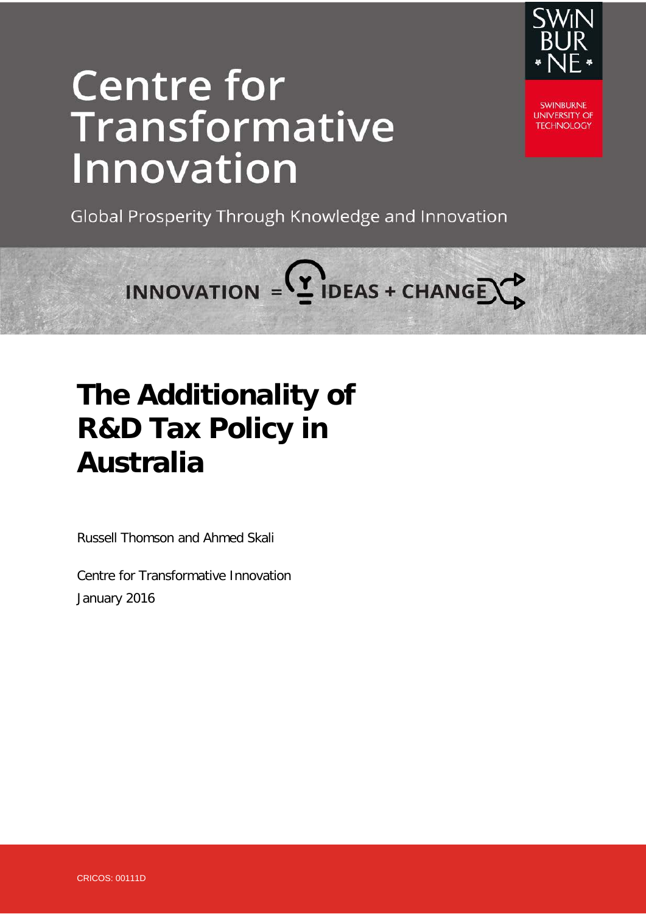# Centre for Transformative Innovation

SWINBURNE UNIVERSITY OF TECHNOLOGY

Global Prosperity Through Knowledge and Innovation

INNOVATION = IDEAS + CHANGE

# The Additionality of R&D Tax Policy in Australia

Russell Thomson and Ahmed Skali

Centre for Transformative Innovation

January 2016

CRICOS: 00111D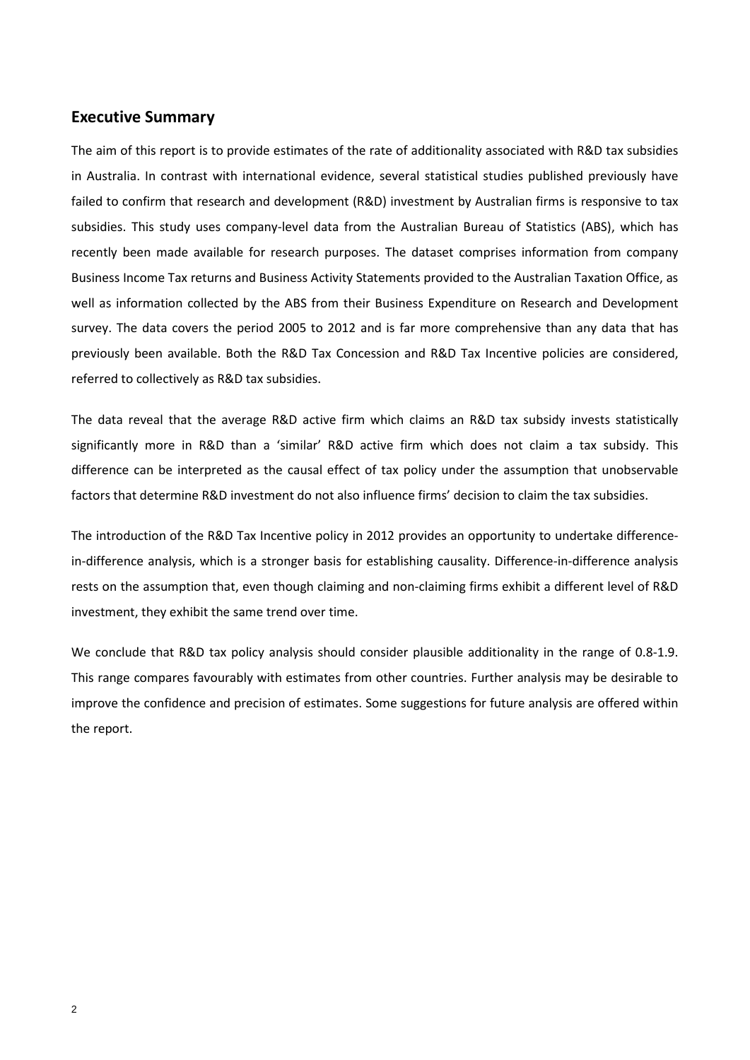## Executive Summary

The aim of this report is to provide estimates of the rate of additionality associated with R&D tax subsidies in Australia. In contrast with international evidence, several statistical studies published previously have failed to confirm that research and development (R&D) investment by Australian firms is responsive to tax subsidies. This study uses company-level data from the Australian Bureau of Statistics (ABS), which has recently been made available for research purposes. The dataset comprises information from company Business Income Tax returns and Business Activity Statements provided to the Australian Taxation Office, as well as information collected by the ABS from their Business Expenditure on Research and Development survey. The data covers the period 2005 to 2012 and is far more comprehensive than any data that has previously been available. Both the R&D Tax Concession and R&D Tax Incentive policies are considered, referred to collectively as R&D tax subsidies.

The data reveal that the average R&D active firm which claims an R&D tax subsidy invests statistically significantly more in R&D than a 'similar' R&D active firm which does not claim a tax subsidy. This difference can be interpreted as the causal effect of tax policy under the assumption that unobservable factors that determine R&D investment do not also influence firms' decision to claim the tax subsidies.

The introduction of the R&D Tax Incentive policy in 2012 provides an opportunity to undertake difference-in-difference analysis, which is a stronger basis for establishing causality. Difference-in-difference analysis rests on the assumption that, even though claiming and non-claiming firms exhibit a different level of R&D investment, they exhibit the same trend over time.

We conclude that R&D tax policy analysis should consider plausible additionality in the range of 0.8-1.9. This range compares favourably with estimates from other countries. Further analysis may be desirable to improve the confidence and precision of estimates. Some suggestions for future analysis are offered within the report.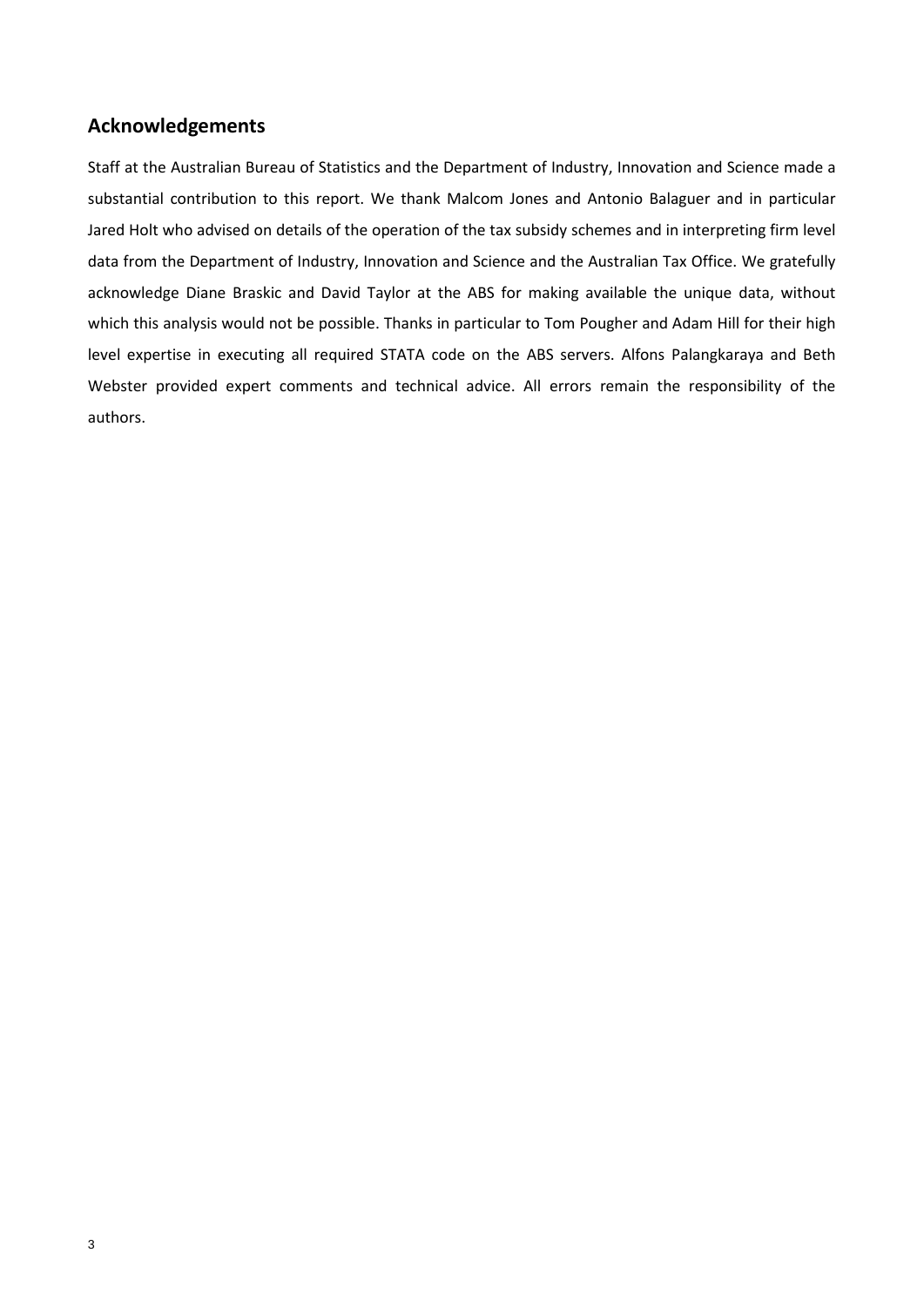## Acknowledgements

Staff at the Australian Bureau of Statistics and the Department of Industry, Innovation and Science made a substantial contribution to this report. We thank Malcom Jones and Antonio Balaguer and in particular Jared Holt who advised on details of the operation of the tax subsidy schemes and in interpreting firm level data from the Department of Industry, Innovation and Science and the Australian Tax Office. We gratefully acknowledge Diane Braskic and David Taylor at the ABS for making available the unique data, without which this analysis would not be possible. Thanks in particular to Tom Pougher and Adam Hill for their high level expertise in executing all required STATA code on the ABS servers. Alfons Palangkaraya and Beth Webster provided expert comments and technical advice. All errors remain the responsibility of the authors.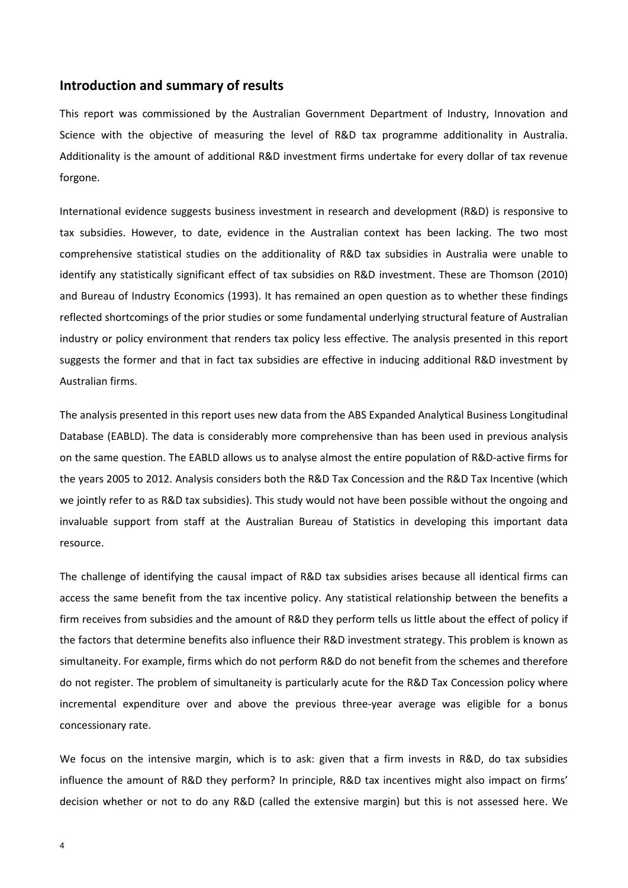## Introduction and summary of results

This report was commissioned by the Australian Government Department of Industry, Innovation and Science with the objective of measuring the level of R&D tax programme additionality in Australia. Additionality is the amount of additional R&D investment firms undertake for every dollar of tax revenue forgone.

International evidence suggests business investment in research and development (R&D) is responsive to tax subsidies. However, to date, evidence in the Australian context has been lacking. The two most comprehensive statistical studies on the additionality of R&D tax subsidies in Australia were unable to identify any statistically significant effect of tax subsidies on R&D investment. These are Thomson (2010) and Bureau of Industry Economics (1993). It has remained an open question as to whether these findings reflected shortcomings of the prior studies or some fundamental underlying structural feature of Australian industry or policy environment that renders tax policy less effective. The analysis presented in this report suggests the former and that in fact tax subsidies are effective in inducing additional R&D investment by Australian firms.

The analysis presented in this report uses new data from the ABS Expanded Analytical Business Longitudinal Database (EABLD). The data is considerably more comprehensive than has been used in previous analysis on the same question. The EABLD allows us to analyse almost the entire population of R&D-active firms for the years 2005 to 2012. Analysis considers both the R&D Tax Concession and the R&D Tax Incentive (which we jointly refer to as R&D tax subsidies). This study would not have been possible without the ongoing and invaluable support from staff at the Australian Bureau of Statistics in developing this important data resource.

The challenge of identifying the causal impact of R&D tax subsidies arises because all identical firms can access the same benefit from the tax incentive policy. Any statistical relationship between the benefits a firm receives from subsidies and the amount of R&D they perform tells us little about the effect of policy if the factors that determine benefits also influence their R&D investment strategy. This problem is known as simultaneity. For example, firms which do not perform R&D do not benefit from the schemes and therefore do not register. The problem of simultaneity is particularly acute for the R&D Tax Concession policy where incremental expenditure over and above the previous three-year average was eligible for a bonus concessionary rate.

We focus on the intensive margin, which is to ask: given that a firm invests in R&D, do tax subsidies influence the amount of R&D they perform? In principle, R&D tax incentives might also impact on firms' decision whether or not to do any R&D (called the extensive margin) but this is not assessed here. We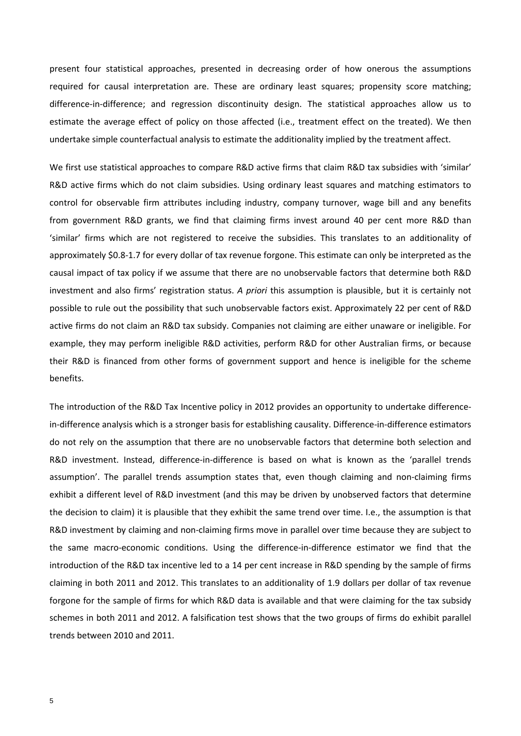present four statistical approaches, presented in decreasing order of how onerous the assumptions required for causal interpretation are. These are ordinary least squares; propensity score matching; difference-in-difference; and regression discontinuity design. The statistical approaches allow us to estimate the average effect of policy on those affected (i.e., treatment effect on the treated). We then undertake simple counterfactual analysis to estimate the additionality implied by the treatment affect.

We first use statistical approaches to compare R&D active firms that claim R&D tax subsidies with 'similar' R&D active firms which do not claim subsidies. Using ordinary least squares and matching estimators to control for observable firm attributes including industry, company turnover, wage bill and any benefits from government R&D grants, we find that claiming firms invest around 40 per cent more R&D than 'similar' firms which are not registered to receive the subsidies. This translates to an additionality of approximately \$0.8-1.7 for every dollar of tax revenue forgone. This estimate can only be interpreted as the causal impact of tax policy if we assume that there are no unobservable factors that determine both R&D investment and also firms' registration status. *A priori* this assumption is plausible, but it is certainly not possible to rule out the possibility that such unobservable factors exist. Approximately 22 per cent of R&D active firms do not claim an R&D tax subsidy. Companies not claiming are either unaware or ineligible. For example, they may perform ineligible R&D activities, perform R&D for other Australian firms, or because their R&D is financed from other forms of government support and hence is ineligible for the scheme benefits.

The introduction of the R&D Tax Incentive policy in 2012 provides an opportunity to undertake difference-in-difference analysis which is a stronger basis for establishing causality. Difference-in-difference estimators do not rely on the assumption that there are no unobservable factors that determine both selection and R&D investment. Instead, difference-in-difference is based on what is known as the 'parallel trends assumption'. The parallel trends assumption states that, even though claiming and non-claiming firms exhibit a different level of R&D investment (and this may be driven by unobserved factors that determine the decision to claim) it is plausible that they exhibit the same trend over time. I.e., the assumption is that R&D investment by claiming and non-claiming firms move in parallel over time because they are subject to the same macro-economic conditions. Using the difference-in-difference estimator we find that the introduction of the R&D tax incentive led to a 14 per cent increase in R&D spending by the sample of firms claiming in both 2011 and 2012. This translates to an additionality of 1.9 dollars per dollar of tax revenue forgone for the sample of firms for which R&D data is available and that were claiming for the tax subsidy schemes in both 2011 and 2012. A falsification test shows that the two groups of firms do exhibit parallel trends between 2010 and 2011.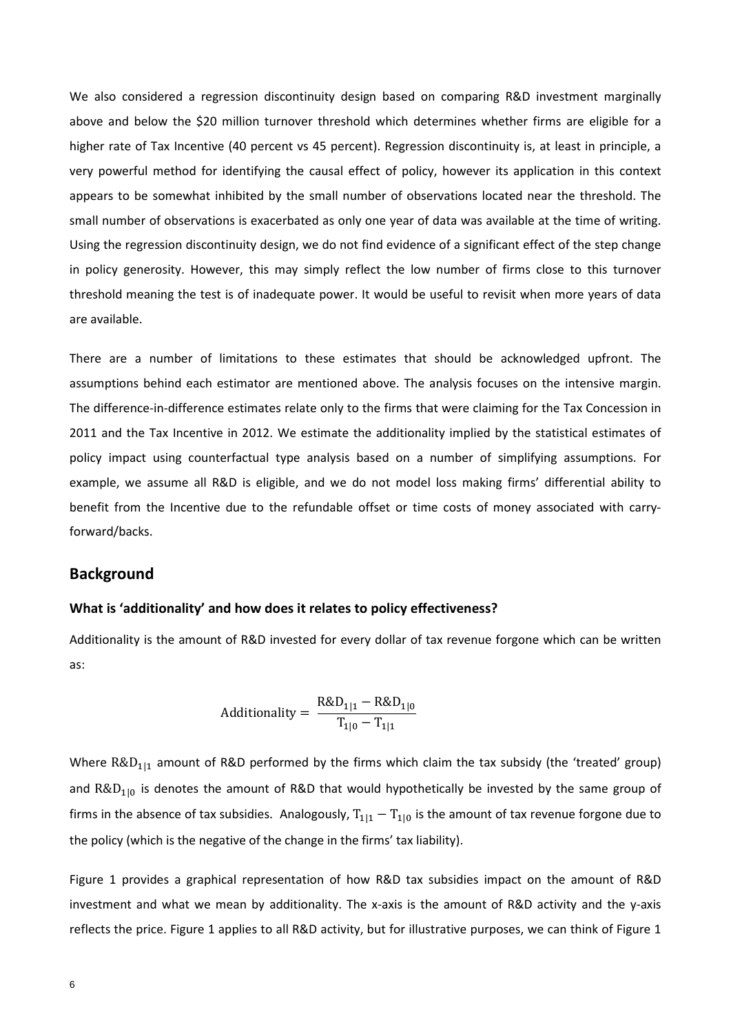We also considered a regression discontinuity design based on comparing R&D investment marginally above and below the $20 million turnover threshold which determines whether firms are eligible for a higher rate of Tax Incentive (40 percent vs 45 percent). Regression discontinuity is, at least in principle, a very powerful method for identifying the causal effect of policy, however its application in this context appears to be somewhat inhibited by the small number of observations located near the threshold. The small number of observations is exacerbated as only one year of data was available at the time of writing. Using the regression discontinuity design, we do not find evidence of a significant effect of the step change in policy generosity. However, this may simply reflect the low number of firms close to this turnover threshold meaning the test is of inadequate power. It would be useful to revisit when more years of data are available.

There are a number of limitations to these estimates that should be acknowledged upfront. The assumptions behind each estimator are mentioned above. The analysis focuses on the intensive margin. The difference-in-difference estimates relate only to the firms that were claiming for the Tax Concession in 2011 and the Tax Incentive in 2012. We estimate the additionality implied by the statistical estimates of policy impact using counterfactual type analysis based on a number of simplifying assumptions. For example, we assume all R&D is eligible, and we do not model loss making firms' differential ability to benefit from the Incentive due to the refundable offset or time costs of money associated with carry-forward/backs.

## Background

### What is 'additionality' and how does it relates to policy effectiveness?

Additionality is the amount of R&D invested for every dollar of tax revenue forgone which can be written as:

$$\text{Additionality} = \frac{\text{R\&D}_{1|1} - \text{R\&D}_{1|0}}{\text{T}_{1|0} - \text{T}_{1|1}}$$

Where $\text{R\&D}_{1|1}$ amount of R&D performed by the firms which claim the tax subsidy (the 'treated' group) and $\text{R\&D}_{1|0}$ is denotes the amount of R&D that would hypothetically be invested by the same group of firms in the absence of tax subsidies. Analogously, $\text{T}_{1|1} - \text{T}_{1|0}$ is the amount of tax revenue forgone due to the policy (which is the negative of the change in the firms' tax liability).

Figure 1 provides a graphical representation of how R&D tax subsidies impact on the amount of R&D investment and what we mean by additionality. The x-axis is the amount of R&D activity and the y-axis reflects the price. Figure 1 applies to all R&D activity, but for illustrative purposes, we can think of Figure 1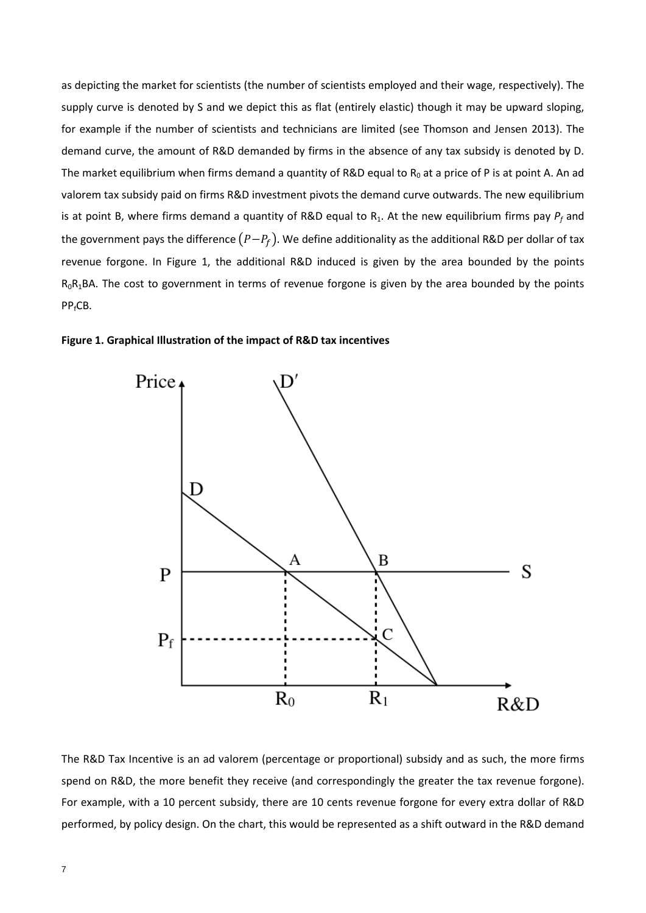as depicting the market for scientists (the number of scientists employed and their wage, respectively). The supply curve is denoted by S and we depict this as flat (entirely elastic) though it may be upward sloping, for example if the number of scientists and technicians are limited (see Thomson and Jensen 2013). The demand curve, the amount of R&D demanded by firms in the absence of any tax subsidy is denoted by D. The market equilibrium when firms demand a quantity of R&D equal to $R_0$ at a price of P is at point A. An ad valorem tax subsidy paid on firms R&D investment pivots the demand curve outwards. The new equilibrium is at point B, where firms demand a quantity of R&D equal to $R_1$. At the new equilibrium firms pay $P_f$ and the government pays the difference $(P-P_f)$. We define additionality as the additional R&D per dollar of tax revenue forgone. In Figure 1, the additional R&D induced is given by the area bounded by the points $R_0R_1$BA. The cost to government in terms of revenue forgone is given by the area bounded by the points $PP_f$CB.

**Figure 1. Graphical Illustration of the impact of R&D tax incentives**

The R&D Tax Incentive is an ad valorem (percentage or proportional) subsidy and as such, the more firms spend on R&D, the more benefit they receive (and correspondingly the greater the tax revenue forgone). For example, with a 10 percent subsidy, there are 10 cents revenue forgone for every extra dollar of R&D performed, by policy design. On the chart, this would be represented as a shift outward in the R&D demand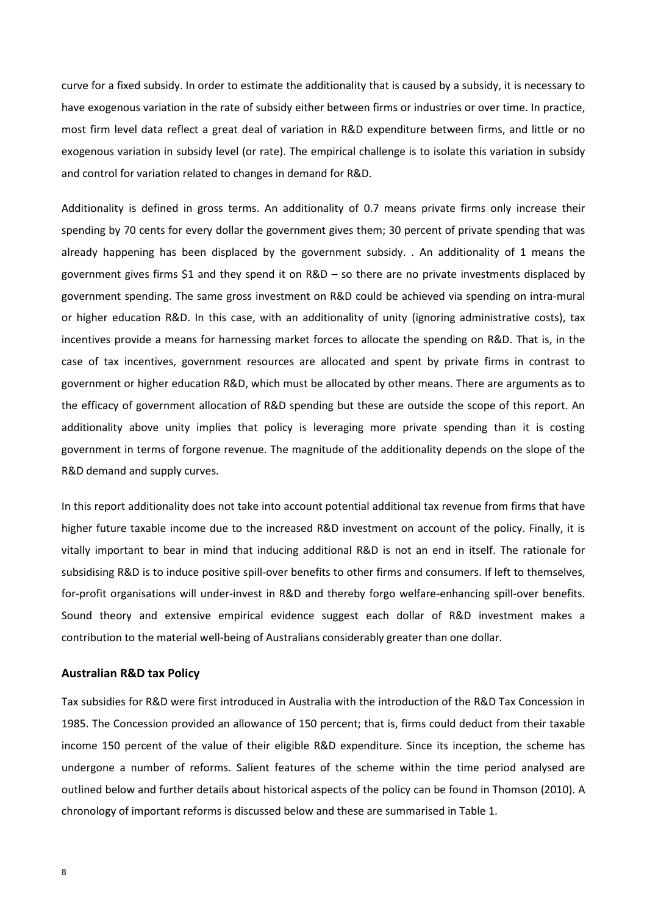curve for a fixed subsidy. In order to estimate the additionality that is caused by a subsidy, it is necessary to have exogenous variation in the rate of subsidy either between firms or industries or over time. In practice, most firm level data reflect a great deal of variation in R&D expenditure between firms, and little or no exogenous variation in subsidy level (or rate). The empirical challenge is to isolate this variation in subsidy and control for variation related to changes in demand for R&D.

Additionality is defined in gross terms. An additionality of 0.7 means private firms only increase their spending by 70 cents for every dollar the government gives them; 30 percent of private spending that was already happening has been displaced by the government subsidy. . An additionality of 1 means the government gives firms $1 and they spend it on R&D – so there are no private investments displaced by government spending. The same gross investment on R&D could be achieved via spending on intra-mural or higher education R&D. In this case, with an additionality of unity (ignoring administrative costs), tax incentives provide a means for harnessing market forces to allocate the spending on R&D. That is, in the case of tax incentives, government resources are allocated and spent by private firms in contrast to government or higher education R&D, which must be allocated by other means. There are arguments as to the efficacy of government allocation of R&D spending but these are outside the scope of this report. An additionality above unity implies that policy is leveraging more private spending than it is costing government in terms of forgone revenue. The magnitude of the additionality depends on the slope of the R&D demand and supply curves.

In this report additionality does not take into account potential additional tax revenue from firms that have higher future taxable income due to the increased R&D investment on account of the policy. Finally, it is vitally important to bear in mind that inducing additional R&D is not an end in itself. The rationale for subsidising R&D is to induce positive spill-over benefits to other firms and consumers. If left to themselves, for-profit organisations will under-invest in R&D and thereby forgo welfare-enhancing spill-over benefits. Sound theory and extensive empirical evidence suggest each dollar of R&D investment makes a contribution to the material well-being of Australians considerably greater than one dollar.

### Australian R&D tax Policy

Tax subsidies for R&D were first introduced in Australia with the introduction of the R&D Tax Concession in 1985. The Concession provided an allowance of 150 percent; that is, firms could deduct from their taxable income 150 percent of the value of their eligible R&D expenditure. Since its inception, the scheme has undergone a number of reforms. Salient features of the scheme within the time period analysed are outlined below and further details about historical aspects of the policy can be found in Thomson (2010). A chronology of important reforms is discussed below and these are summarised in Table 1.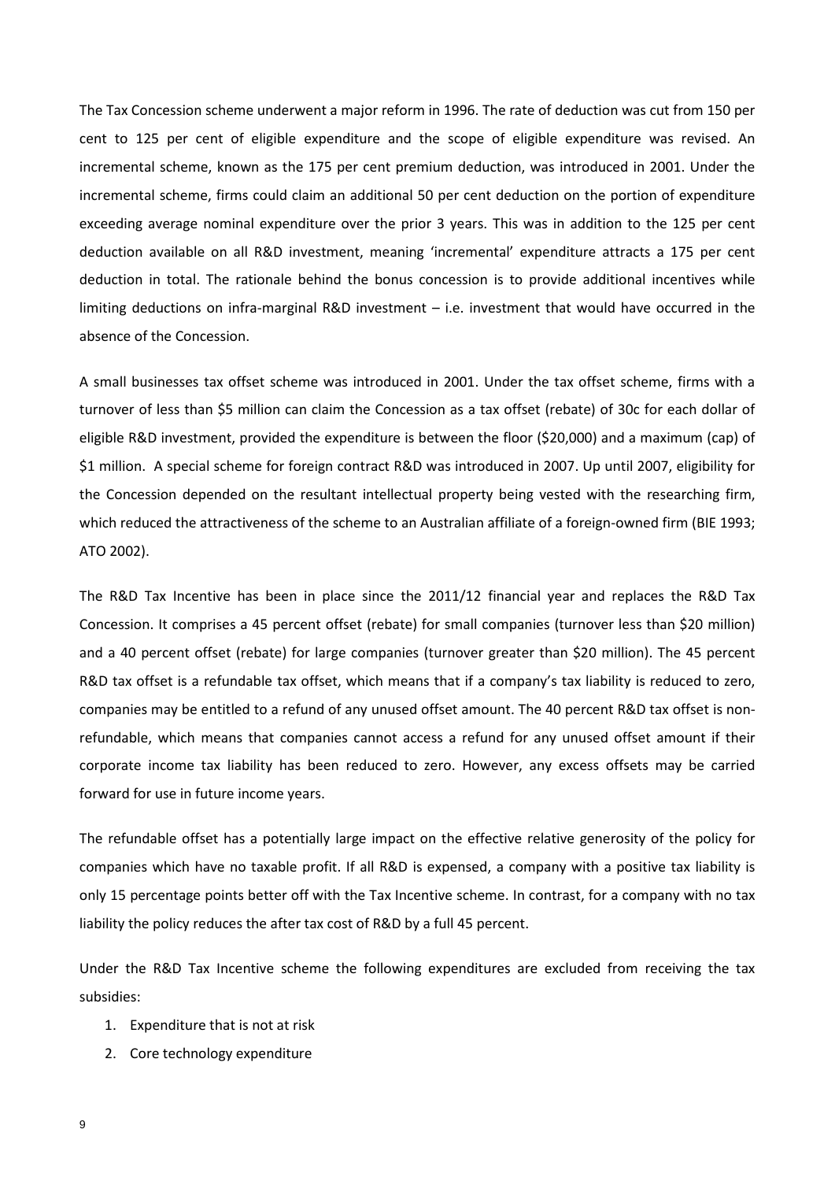The Tax Concession scheme underwent a major reform in 1996. The rate of deduction was cut from 150 per cent to 125 per cent of eligible expenditure and the scope of eligible expenditure was revised. An incremental scheme, known as the 175 per cent premium deduction, was introduced in 2001. Under the incremental scheme, firms could claim an additional 50 per cent deduction on the portion of expenditure exceeding average nominal expenditure over the prior 3 years. This was in addition to the 125 per cent deduction available on all R&D investment, meaning 'incremental' expenditure attracts a 175 per cent deduction in total. The rationale behind the bonus concession is to provide additional incentives while limiting deductions on infra-marginal R&D investment – i.e. investment that would have occurred in the absence of the Concession.

A small businesses tax offset scheme was introduced in 2001. Under the tax offset scheme, firms with a turnover of less than $5 million can claim the Concession as a tax offset (rebate) of 30c for each dollar of eligible R&D investment, provided the expenditure is between the floor ($20,000) and a maximum (cap) of $1 million. A special scheme for foreign contract R&D was introduced in 2007. Up until 2007, eligibility for the Concession depended on the resultant intellectual property being vested with the researching firm, which reduced the attractiveness of the scheme to an Australian affiliate of a foreign-owned firm (BIE 1993; ATO 2002).

The R&D Tax Incentive has been in place since the 2011/12 financial year and replaces the R&D Tax Concession. It comprises a 45 percent offset (rebate) for small companies (turnover less than $20 million) and a 40 percent offset (rebate) for large companies (turnover greater than $20 million). The 45 percent R&D tax offset is a refundable tax offset, which means that if a company's tax liability is reduced to zero, companies may be entitled to a refund of any unused offset amount. The 40 percent R&D tax offset is non-refundable, which means that companies cannot access a refund for any unused offset amount if their corporate income tax liability has been reduced to zero. However, any excess offsets may be carried forward for use in future income years.

The refundable offset has a potentially large impact on the effective relative generosity of the policy for companies which have no taxable profit. If all R&D is expensed, a company with a positive tax liability is only 15 percentage points better off with the Tax Incentive scheme. In contrast, for a company with no tax liability the policy reduces the after tax cost of R&D by a full 45 percent.

Under the R&D Tax Incentive scheme the following expenditures are excluded from receiving the tax subsidies:

1. Expenditure that is not at risk
2. Core technology expenditure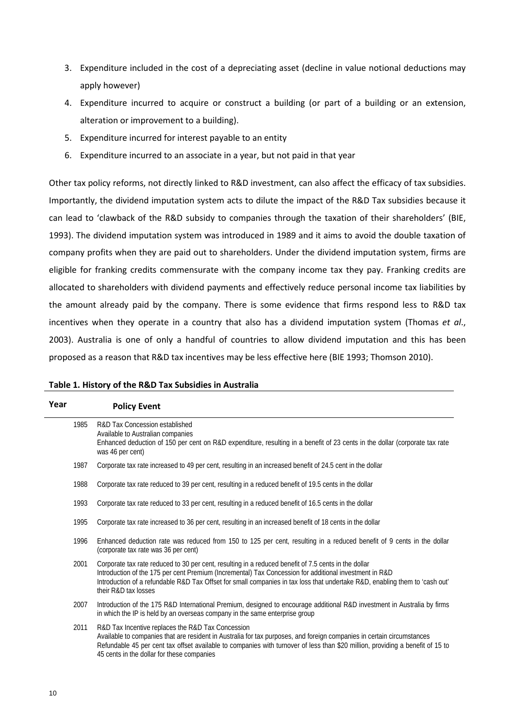3. Expenditure included in the cost of a depreciating asset (decline in value notional deductions may apply however)
4. Expenditure incurred to acquire or construct a building (or part of a building or an extension, alteration or improvement to a building).
5. Expenditure incurred for interest payable to an entity
6. Expenditure incurred to an associate in a year, but not paid in that year

Other tax policy reforms, not directly linked to R&D investment, can also affect the efficacy of tax subsidies. Importantly, the dividend imputation system acts to dilute the impact of the R&D Tax subsidies because it can lead to 'clawback of the R&D subsidy to companies through the taxation of their shareholders' (BIE, 1993). The dividend imputation system was introduced in 1989 and it aims to avoid the double taxation of company profits when they are paid out to shareholders. Under the dividend imputation system, firms are eligible for franking credits commensurate with the company income tax they pay. Franking credits are allocated to shareholders with dividend payments and effectively reduce personal income tax liabilities by the amount already paid by the company. There is some evidence that firms respond less to R&D tax incentives when they operate in a country that also has a dividend imputation system (Thomas *et al*., 2003). Australia is one of only a handful of countries to allow dividend imputation and this has been proposed as a reason that R&D tax incentives may be less effective here (BIE 1993; Thomson 2010).

**Table 1. History of the R&D Tax Subsidies in Australia**

| Year | Policy Event |
|---|---|
| 1985 | R&D Tax Concession established<br>Available to Australian companies<br>Enhanced deduction of 150 per cent on R&D expenditure, resulting in a benefit of 23 cents in the dollar (corporate tax rate was 46 per cent) |
| 1987 | Corporate tax rate increased to 49 per cent, resulting in an increased benefit of 24.5 cent in the dollar |
| 1988 | Corporate tax rate reduced to 39 per cent, resulting in a reduced benefit of 19.5 cents in the dollar |
| 1993 | Corporate tax rate reduced to 33 per cent, resulting in a reduced benefit of 16.5 cents in the dollar |
| 1995 | Corporate tax rate increased to 36 per cent, resulting in an increased benefit of 18 cents in the dollar |
| 1996 | Enhanced deduction rate was reduced from 150 to 125 per cent, resulting in a reduced benefit of 9 cents in the dollar (corporate tax rate was 36 per cent) |
| 2001 | Corporate tax rate reduced to 30 per cent, resulting in a reduced benefit of 7.5 cents in the dollar<br>Introduction of the 175 per cent Premium (Incremental) Tax Concession for additional investment in R&D<br>Introduction of a refundable R&D Tax Offset for small companies in tax loss that undertake R&D, enabling them to 'cash out' their R&D tax losses |
| 2007 | Introduction of the 175 R&D International Premium, designed to encourage additional R&D investment in Australia by firms in which the IP is held by an overseas company in the same enterprise group |
| 2011 | R&D Tax Incentive replaces the R&D Tax Concession<br>Available to companies that are resident in Australia for tax purposes, and foreign companies in certain circumstances<br>Refundable 45 per cent tax offset available to companies with turnover of less than \$20 million, providing a benefit of 15 to 45 cents in the dollar for these companies |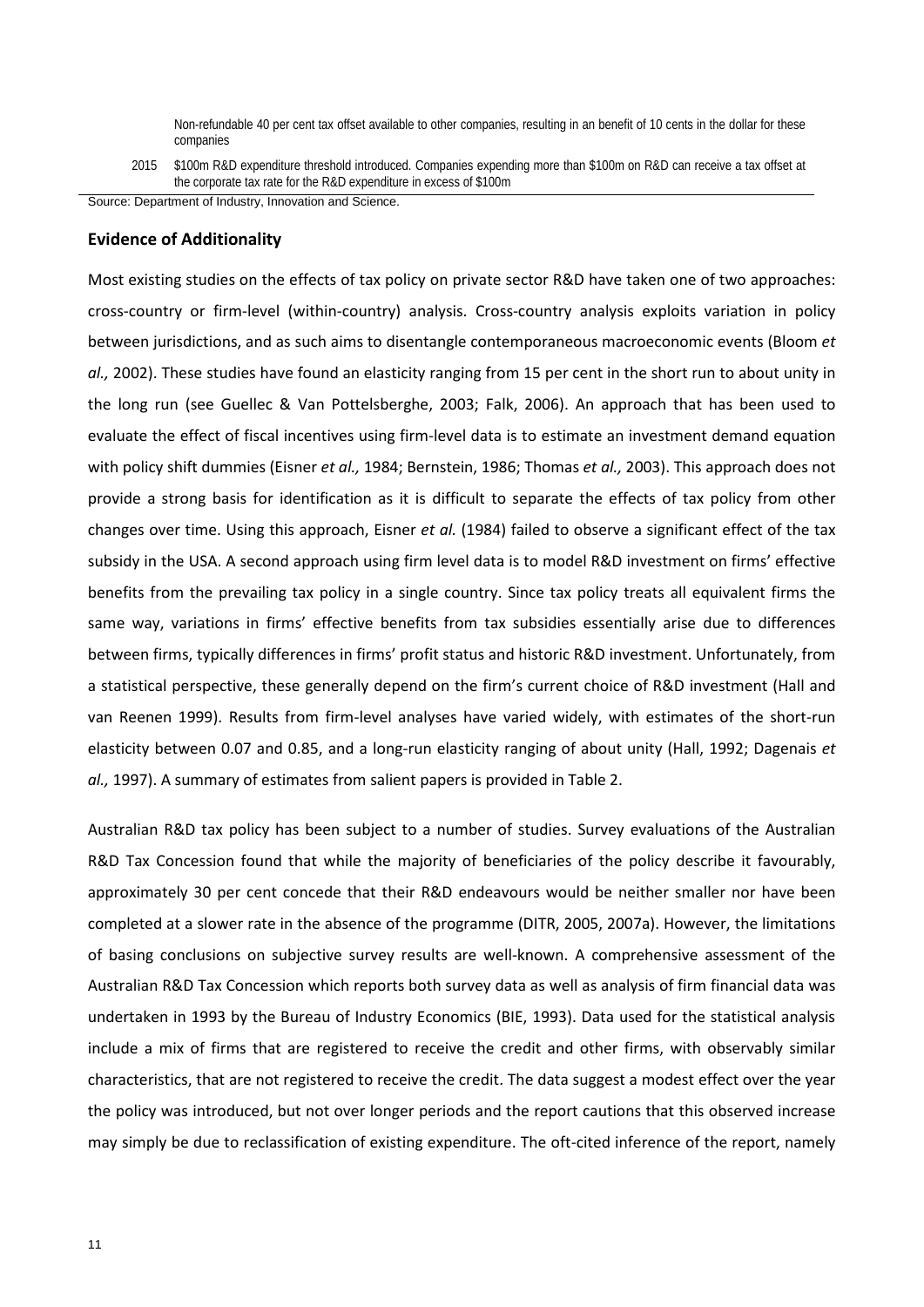| | |
|---|---|
| | Non-refundable 40 per cent tax offset available to other companies, resulting in an benefit of 10 cents in the dollar for these companies |
| 2015 | \$100m R&D expenditure threshold introduced. Companies expending more than \$100m on R&D can receive a tax offset at the corporate tax rate for the R&D expenditure in excess of \$100m |

Source: Department of Industry, Innovation and Science.

**Evidence of Additionality**

Most existing studies on the effects of tax policy on private sector R&D have taken one of two approaches: cross-country or firm-level (within-country) analysis. Cross-country analysis exploits variation in policy between jurisdictions, and as such aims to disentangle contemporaneous macroeconomic events (Bloom *et al.,* 2002). These studies have found an elasticity ranging from 15 per cent in the short run to about unity in the long run (see Guellec & Van Pottelsberghe, 2003; Falk, 2006). An approach that has been used to evaluate the effect of fiscal incentives using firm-level data is to estimate an investment demand equation with policy shift dummies (Eisner *et al.,* 1984; Bernstein, 1986; Thomas *et al.,* 2003). This approach does not provide a strong basis for identification as it is difficult to separate the effects of tax policy from other changes over time. Using this approach, Eisner *et al.* (1984) failed to observe a significant effect of the tax subsidy in the USA. A second approach using firm level data is to model R&D investment on firms' effective benefits from the prevailing tax policy in a single country. Since tax policy treats all equivalent firms the same way, variations in firms' effective benefits from tax subsidies essentially arise due to differences between firms, typically differences in firms' profit status and historic R&D investment. Unfortunately, from a statistical perspective, these generally depend on the firm's current choice of R&D investment (Hall and van Reenen 1999). Results from firm-level analyses have varied widely, with estimates of the short-run elasticity between 0.07 and 0.85, and a long-run elasticity ranging of about unity (Hall, 1992; Dagenais *et al.,* 1997). A summary of estimates from salient papers is provided in Table 2.

Australian R&D tax policy has been subject to a number of studies. Survey evaluations of the Australian R&D Tax Concession found that while the majority of beneficiaries of the policy describe it favourably, approximately 30 per cent concede that their R&D endeavours would be neither smaller nor have been completed at a slower rate in the absence of the programme (DITR, 2005, 2007a). However, the limitations of basing conclusions on subjective survey results are well-known. A comprehensive assessment of the Australian R&D Tax Concession which reports both survey data as well as analysis of firm financial data was undertaken in 1993 by the Bureau of Industry Economics (BIE, 1993). Data used for the statistical analysis include a mix of firms that are registered to receive the credit and other firms, with observably similar characteristics, that are not registered to receive the credit. The data suggest a modest effect over the year the policy was introduced, but not over longer periods and the report cautions that this observed increase may simply be due to reclassification of existing expenditure. The oft-cited inference of the report, namely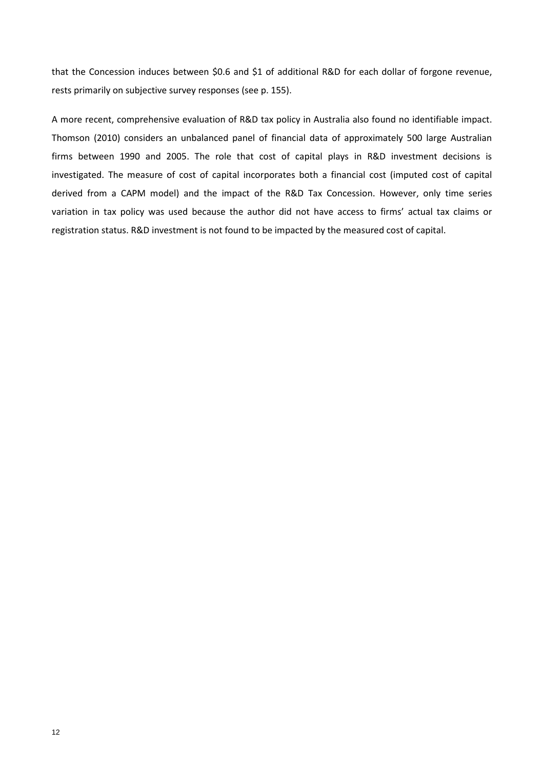that the Concession induces between \$0.6 and \$1 of additional R&D for each dollar of forgone revenue, rests primarily on subjective survey responses (see p. 155).

A more recent, comprehensive evaluation of R&D tax policy in Australia also found no identifiable impact. Thomson (2010) considers an unbalanced panel of financial data of approximately 500 large Australian firms between 1990 and 2005. The role that cost of capital plays in R&D investment decisions is investigated. The measure of cost of capital incorporates both a financial cost (imputed cost of capital derived from a CAPM model) and the impact of the R&D Tax Concession. However, only time series variation in tax policy was used because the author did not have access to firms' actual tax claims or registration status. R&D investment is not found to be impacted by the measured cost of capital.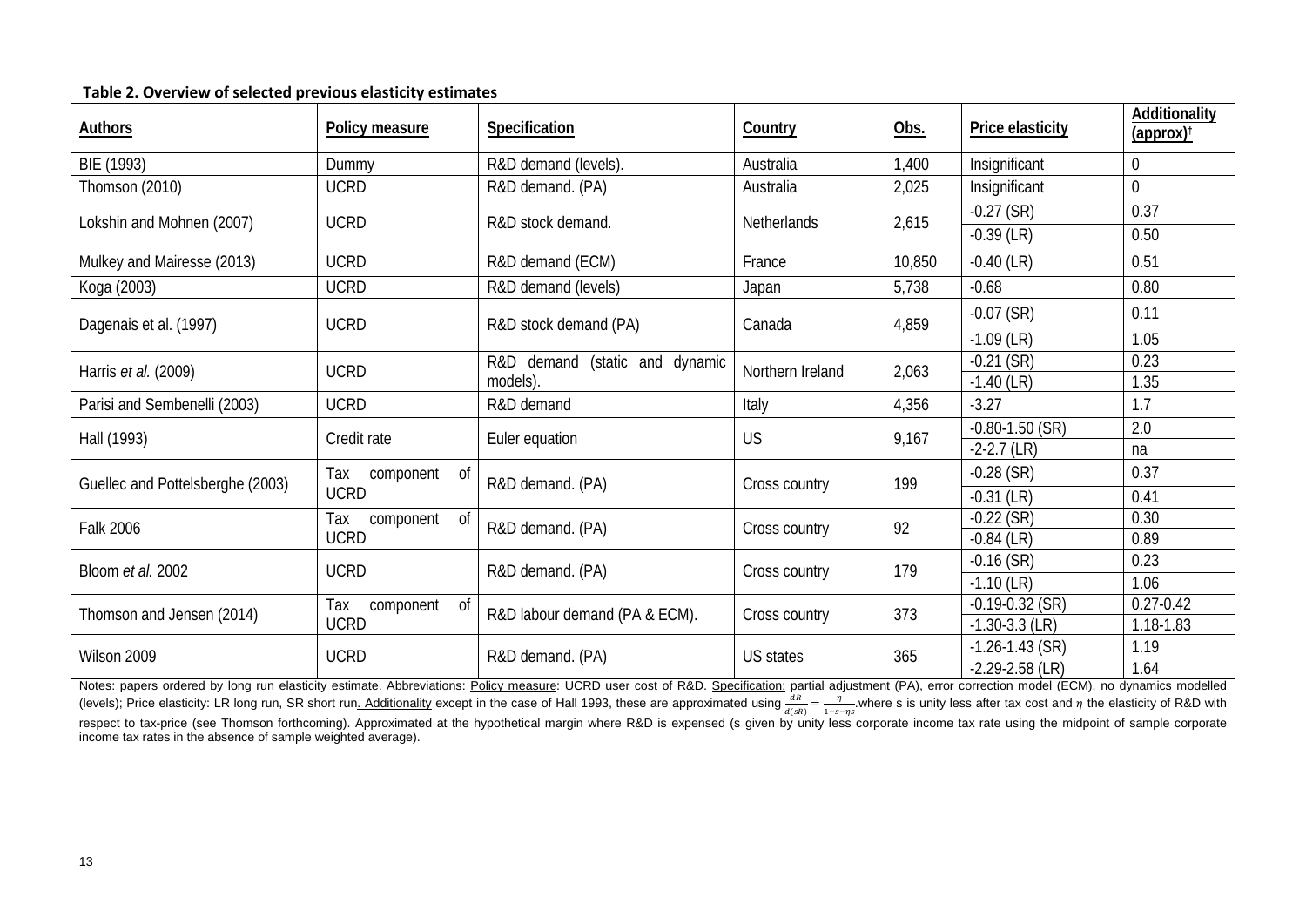**Table 2. Overview of selected previous elasticity estimates**

| Authors | Policy measure | Specification | Country | Obs. | Price elasticity | Additionality (approx)† |
|---|---|---|---|---|---|---|
| BIE (1993) | Dummy | R&D demand (levels). | Australia | 1,400 | Insignificant | 0 |
| Thomson (2010) | UCRD | R&D demand. (PA) | Australia | 2,025 | Insignificant | 0 |
| Lokshin and Mohnen (2007) | UCRD | R&D stock demand. | Netherlands | 2,615 | -0.27 (SR) | 0.37 |
| | | | | | -0.39 (LR) | 0.50 |
| Mulkey and Mairesse (2013) | UCRD | R&D demand (ECM) | France | 10,850 | -0.40 (LR) | 0.51 |
| Koga (2003) | UCRD | R&D demand (levels) | Japan | 5,738 | -0.68 | 0.80 |
| Dagenais et al. (1997) | UCRD | R&D stock demand (PA) | Canada | 4,859 | -0.07 (SR) | 0.11 |
| | | | | | -1.09 (LR) | 1.05 |
| Harris *et al.* (2009) | UCRD | R&D demand (static and dynamic models). | Northern Ireland | 2,063 | -0.21 (SR) | 0.23 |
| | | | | | -1.40 (LR) | 1.35 |
| Parisi and Sembenelli (2003) | UCRD | R&D demand | Italy | 4,356 | -3.27 | 1.7 |
| Hall (1993) | Credit rate | Euler equation | US | 9,167 | -0.80-1.50 (SR) | 2.0 |
| | | | | | -2-2.7 (LR) | na |
| Guellec and Pottelsberghe (2003) | Tax component of UCRD | R&D demand. (PA) | Cross country | 199 | -0.28 (SR) | 0.37 |
| | | | | | -0.31 (LR) | 0.41 |
| Falk 2006 | Tax component of UCRD | R&D demand. (PA) | Cross country | 92 | -0.22 (SR) | 0.30 |
| | | | | | -0.84 (LR) | 0.89 |
| Bloom *et al.* 2002 | UCRD | R&D demand. (PA) | Cross country | 179 | -0.16 (SR) | 0.23 |
| | | | | | -1.10 (LR) | 1.06 |
| Thomson and Jensen (2014) | Tax component of UCRD | R&D labour demand (PA & ECM). | Cross country | 373 | -0.19-0.32 (SR) | 0.27-0.42 |
| | | | | | -1.30-3.3 (LR) | 1.18-1.83 |
| Wilson 2009 | UCRD | R&D demand. (PA) | US states | 365 | -1.26-1.43 (SR) | 1.19 |
| | | | | | -2.29-2.58 (LR) | 1.64 |

Notes: papers ordered by long run elasticity estimate. Abbreviations: Policy measure: UCRD user cost of R&D. Specification: partial adjustment (PA), error correction model (ECM), no dynamics modelled (levels); Price elasticity: LR long run, SR short run. Additionality except in the case of Hall 1993, these are approximated using $\frac{dR}{d(sR)} = \frac{\eta}{1-s-\eta s}$ where s is unity less after tax cost and $\eta$ the elasticity of R&D with respect to tax-price (see Thomson forthcoming). Approximated at the hypothetical margin where R&D is expensed (s given by unity less corporate income tax rate using the midpoint of sample corporate income tax rates in the absence of sample weighted average).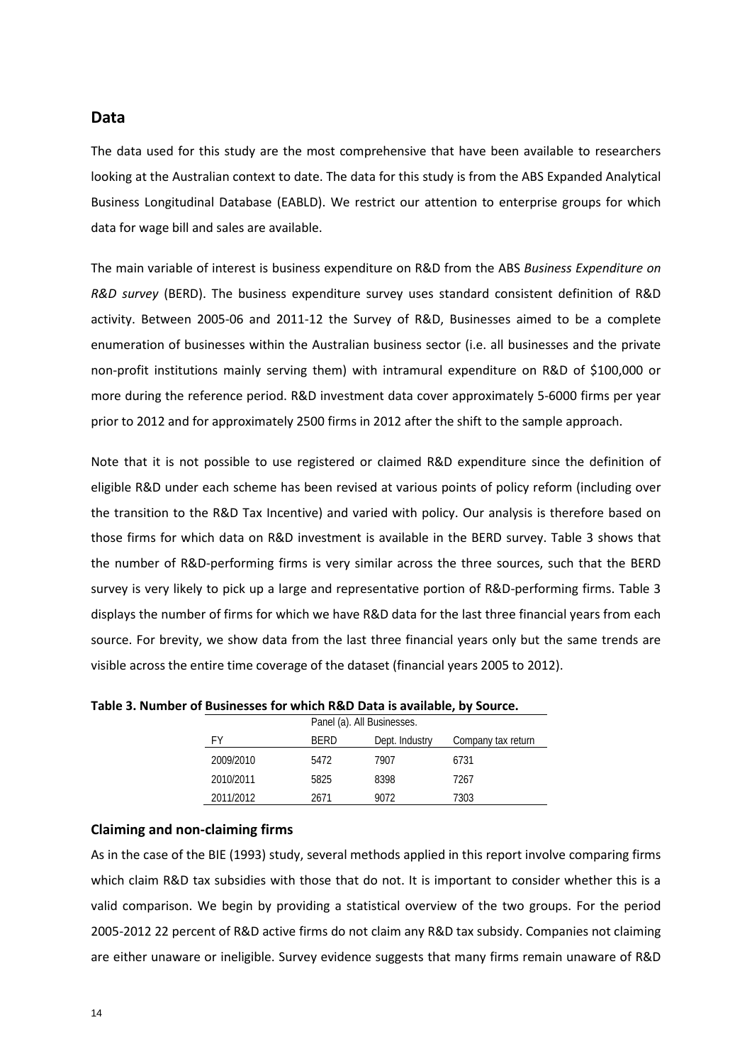## Data

The data used for this study are the most comprehensive that have been available to researchers looking at the Australian context to date. The data for this study is from the ABS Expanded Analytical Business Longitudinal Database (EABLD). We restrict our attention to enterprise groups for which data for wage bill and sales are available.

The main variable of interest is business expenditure on R&D from the ABS *Business Expenditure on R&D survey* (BERD). The business expenditure survey uses standard consistent definition of R&D activity. Between 2005-06 and 2011-12 the Survey of R&D, Businesses aimed to be a complete enumeration of businesses within the Australian business sector (i.e. all businesses and the private non-profit institutions mainly serving them) with intramural expenditure on R&D of $100,000 or more during the reference period. R&D investment data cover approximately 5-6000 firms per year prior to 2012 and for approximately 2500 firms in 2012 after the shift to the sample approach.

Note that it is not possible to use registered or claimed R&D expenditure since the definition of eligible R&D under each scheme has been revised at various points of policy reform (including over the transition to the R&D Tax Incentive) and varied with policy. Our analysis is therefore based on those firms for which data on R&D investment is available in the BERD survey. Table 3 shows that the number of R&D-performing firms is very similar across the three sources, such that the BERD survey is very likely to pick up a large and representative portion of R&D-performing firms. Table 3 displays the number of firms for which we have R&D data for the last three financial years from each source. For brevity, we show data from the last three financial years only but the same trends are visible across the entire time coverage of the dataset (financial years 2005 to 2012).

**Table 3. Number of Businesses for which R&D Data is available, by Source.**

| Panel (a). All Businesses. | | | |
|---|---|---|---|
| FY | BERD | Dept. Industry | Company tax return |
| 2009/2010 | 5472 | 7907 | 6731 |
| 2010/2011 | 5825 | 8398 | 7267 |
| 2011/2012 | 2671 | 9072 | 7303 |

### Claiming and non-claiming firms

As in the case of the BIE (1993) study, several methods applied in this report involve comparing firms which claim R&D tax subsidies with those that do not. It is important to consider whether this is a valid comparison. We begin by providing a statistical overview of the two groups. For the period 2005-2012 22 percent of R&D active firms do not claim any R&D tax subsidy. Companies not claiming are either unaware or ineligible. Survey evidence suggests that many firms remain unaware of R&D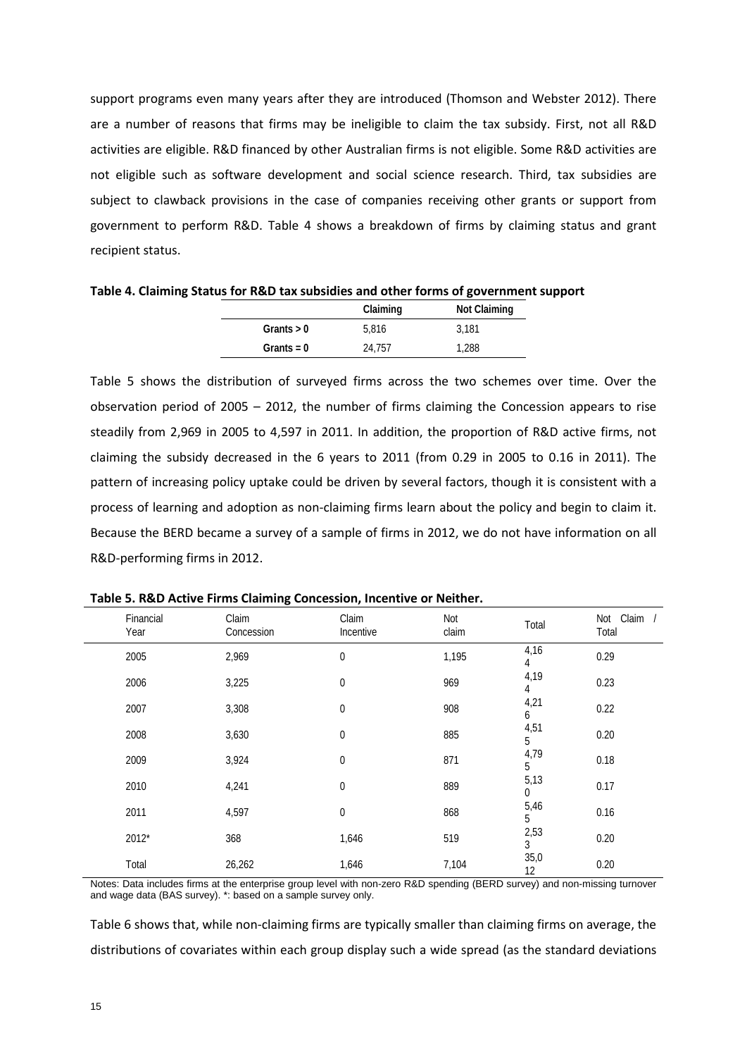support programs even many years after they are introduced (Thomson and Webster 2012). There are a number of reasons that firms may be ineligible to claim the tax subsidy. First, not all R&D activities are eligible. R&D financed by other Australian firms is not eligible. Some R&D activities are not eligible such as software development and social science research. Third, tax subsidies are subject to clawback provisions in the case of companies receiving other grants or support from government to perform R&D. Table 4 shows a breakdown of firms by claiming status and grant recipient status.

**Table 4. Claiming Status for R&D tax subsidies and other forms of government support**

| | Claiming | Not Claiming |
|---|---|---|
| Grants > 0 | 5,816 | 3,181 |
| Grants = 0 | 24,757 | 1,288 |

Table 5 shows the distribution of surveyed firms across the two schemes over time. Over the observation period of 2005 – 2012, the number of firms claiming the Concession appears to rise steadily from 2,969 in 2005 to 4,597 in 2011. In addition, the proportion of R&D active firms, not claiming the subsidy decreased in the 6 years to 2011 (from 0.29 in 2005 to 0.16 in 2011). The pattern of increasing policy uptake could be driven by several factors, though it is consistent with a process of learning and adoption as non-claiming firms learn about the policy and begin to claim it. Because the BERD became a survey of a sample of firms in 2012, we do not have information on all R&D-performing firms in 2012.

**Table 5. R&D Active Firms Claiming Concession, Incentive or Neither.**

| Financial Year | Claim Concession | Claim Incentive | Not claim | Total | Not Claim / Total |
|---|---|---|---|---|---|
| 2005 | 2,969 | 0 | 1,195 | 4,164 | 0.29 |
| 2006 | 3,225 | 0 | 969 | 4,194 | 0.23 |
| 2007 | 3,308 | 0 | 908 | 4,216 | 0.22 |
| 2008 | 3,630 | 0 | 885 | 4,515 | 0.20 |
| 2009 | 3,924 | 0 | 871 | 4,795 | 0.18 |
| 2010 | 4,241 | 0 | 889 | 5,130 | 0.17 |
| 2011 | 4,597 | 0 | 868 | 5,465 | 0.16 |
| 2012* | 368 | 1,646 | 519 | 2,533 | 0.20 |
| Total | 26,262 | 1,646 | 7,104 | 35,012 | 0.20 |

Notes: Data includes firms at the enterprise group level with non-zero R&D spending (BERD survey) and non-missing turnover and wage data (BAS survey). *: based on a sample survey only.

Table 6 shows that, while non-claiming firms are typically smaller than claiming firms on average, the distributions of covariates within each group display such a wide spread (as the standard deviations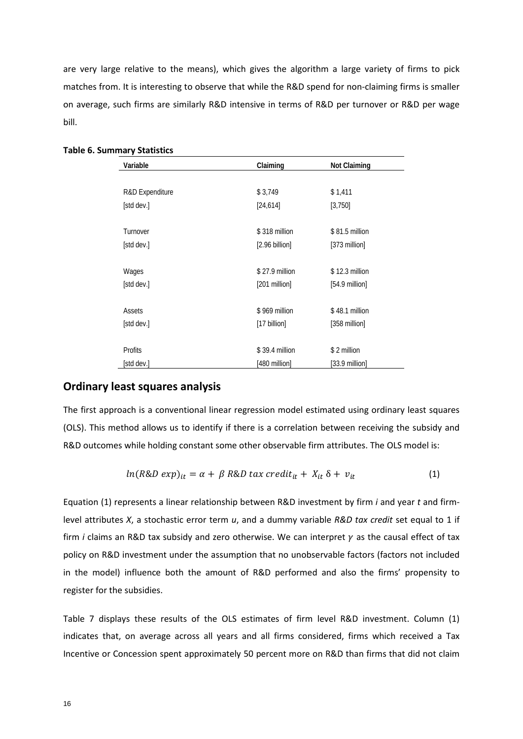are very large relative to the means), which gives the algorithm a large variety of firms to pick matches from. It is interesting to observe that while the R&D spend for non-claiming firms is smaller on average, such firms are similarly R&D intensive in terms of R&D per turnover or R&D per wage bill.

**Table 6. Summary Statistics**

| Variable | Claiming | Not Claiming |
|---|---|---|
| R&D Expenditure | $ 3,749 | $ 1,411 |
| [std dev.] | [24,614] | [3,750] |
| Turnover | $ 318 million | $ 81.5 million |
| [std dev.] | [2.96 billion] | [373 million] |
| Wages | $ 27.9 million | $ 12.3 million |
| [std dev.] | [201 million] | [54.9 million] |
| Assets | $ 969 million | $ 48.1 million |
| [std dev.] | [17 billion] | [358 million] |
| Profits | $ 39.4 million | $ 2 million |
| [std dev.] | [480 million] | [33.9 million] |

## Ordinary least squares analysis

The first approach is a conventional linear regression model estimated using ordinary least squares (OLS). This method allows us to identify if there is a correlation between receiving the subsidy and R&D outcomes while holding constant some other observable firm attributes. The OLS model is:

$$ln(R\&D\ exp)_{it} = \alpha + \ \beta\ R\&D\ tax\ credit_{it} + \ X_{it}\ \delta + \ v_{it} \tag{1}$$

Equation (1) represents a linear relationship between R&D investment by firm *i* and year *t* and firm-level attributes *X*, a stochastic error term *u*, and a dummy variable *R&D tax credit* set equal to 1 if firm *i* claims an R&D tax subsidy and zero otherwise. We can interpret $\gamma$ as the causal effect of tax policy on R&D investment under the assumption that no unobservable factors (factors not included in the model) influence both the amount of R&D performed and also the firms' propensity to register for the subsidies.

Table 7 displays these results of the OLS estimates of firm level R&D investment. Column (1) indicates that, on average across all years and all firms considered, firms which received a Tax Incentive or Concession spent approximately 50 percent more on R&D than firms that did not claim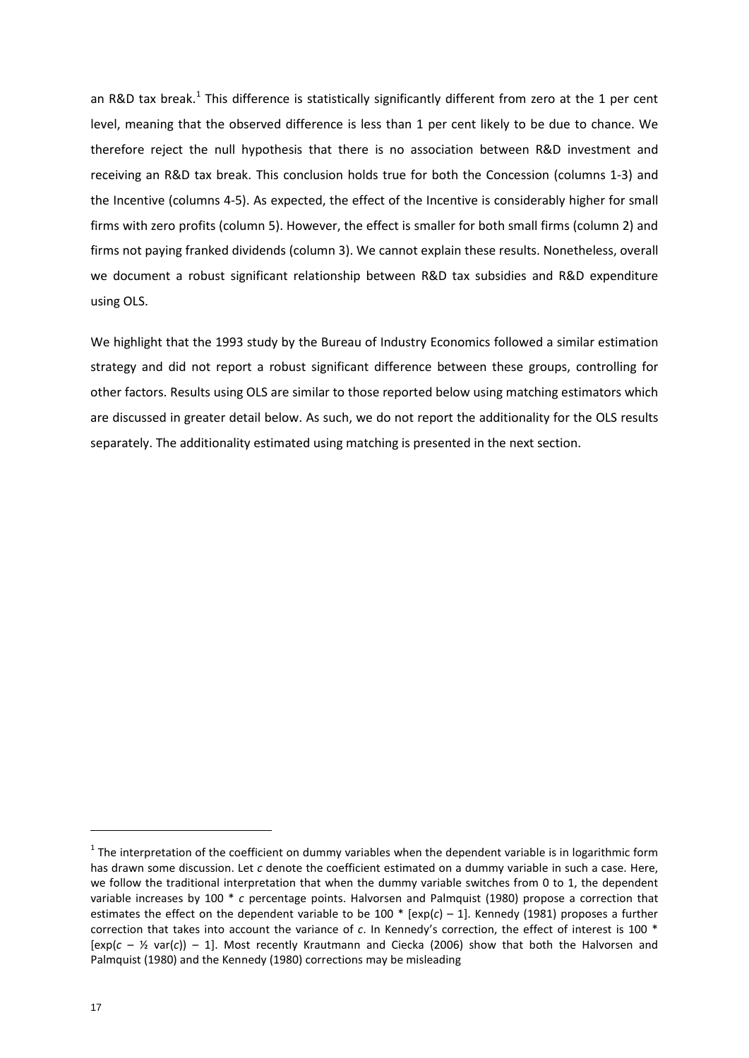an R&D tax break.[1] This difference is statistically significantly different from zero at the 1 per cent level, meaning that the observed difference is less than 1 per cent likely to be due to chance. We therefore reject the null hypothesis that there is no association between R&D investment and receiving an R&D tax break. This conclusion holds true for both the Concession (columns 1-3) and the Incentive (columns 4-5). As expected, the effect of the Incentive is considerably higher for small firms with zero profits (column 5). However, the effect is smaller for both small firms (column 2) and firms not paying franked dividends (column 3). We cannot explain these results. Nonetheless, overall we document a robust significant relationship between R&D tax subsidies and R&D expenditure using OLS.

We highlight that the 1993 study by the Bureau of Industry Economics followed a similar estimation strategy and did not report a robust significant difference between these groups, controlling for other factors. Results using OLS are similar to those reported below using matching estimators which are discussed in greater detail below. As such, we do not report the additionality for the OLS results separately. The additionality estimated using matching is presented in the next section.

---

[1] The interpretation of the coefficient on dummy variables when the dependent variable is in logarithmic form has drawn some discussion. Let $c$ denote the coefficient estimated on a dummy variable in such a case. Here, we follow the traditional interpretation that when the dummy variable switches from 0 to 1, the dependent variable increases by $100 * c$ percentage points. Halvorsen and Palmquist (1980) propose a correction that estimates the effect on the dependent variable to be $100 * [\exp(c) - 1]$. Kennedy (1981) proposes a further correction that takes into account the variance of $c$. In Kennedy's correction, the effect of interest is $100 * [\exp(c - \frac{1}{2} \text{var}(c)) - 1]$. Most recently Krautmann and Ciecka (2006) show that both the Halvorsen and Palmquist (1980) and the Kennedy (1980) corrections may be misleading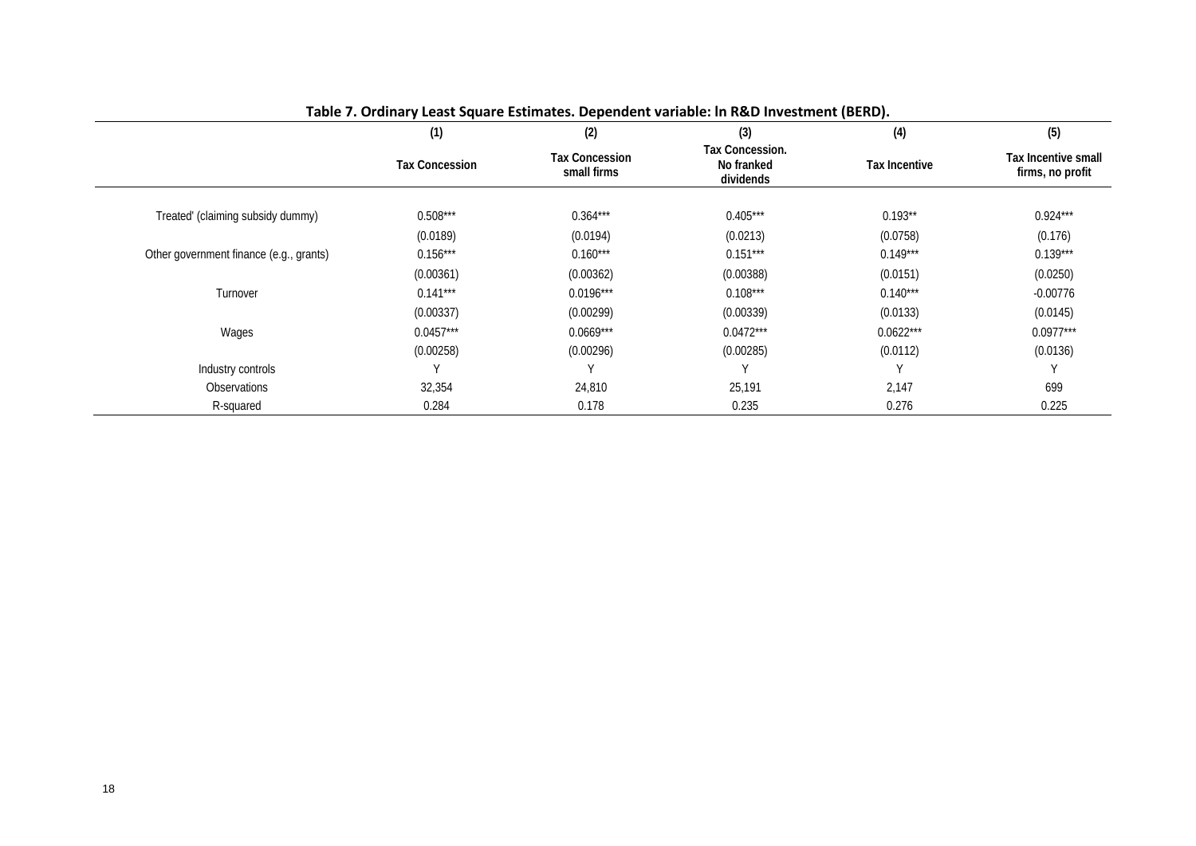**Table 7. Ordinary Least Square Estimates. Dependent variable: ln R&D Investment (BERD).**

| | (1) | (2) | (3) | (4) | (5) |
|---|---|---|---|---|---|
| | Tax Concession | Tax Concession small firms | Tax Concession. No franked dividends | Tax Incentive | Tax Incentive small firms, no profit |
| Treated' (claiming subsidy dummy) | 0.508*** | 0.364*** | 0.405*** | 0.193** | 0.924*** |
| | (0.0189) | (0.0194) | (0.0213) | (0.0758) | (0.176) |
| Other government finance (e.g., grants) | 0.156*** | 0.160*** | 0.151*** | 0.149*** | 0.139*** |
| | (0.00361) | (0.00362) | (0.00388) | (0.0151) | (0.0250) |
| Turnover | 0.141*** | 0.0196*** | 0.108*** | 0.140*** | -0.00776 |
| | (0.00337) | (0.00299) | (0.00339) | (0.0133) | (0.0145) |
| Wages | 0.0457*** | 0.0669*** | 0.0472*** | 0.0622*** | 0.0977*** |
| | (0.00258) | (0.00296) | (0.00285) | (0.0112) | (0.0136) |
| Industry controls | Y | Y | Y | Y | Y |
| Observations | 32,354 | 24,810 | 25,191 | 2,147 | 699 |
| R-squared | 0.284 | 0.178 | 0.235 | 0.276 | 0.225 |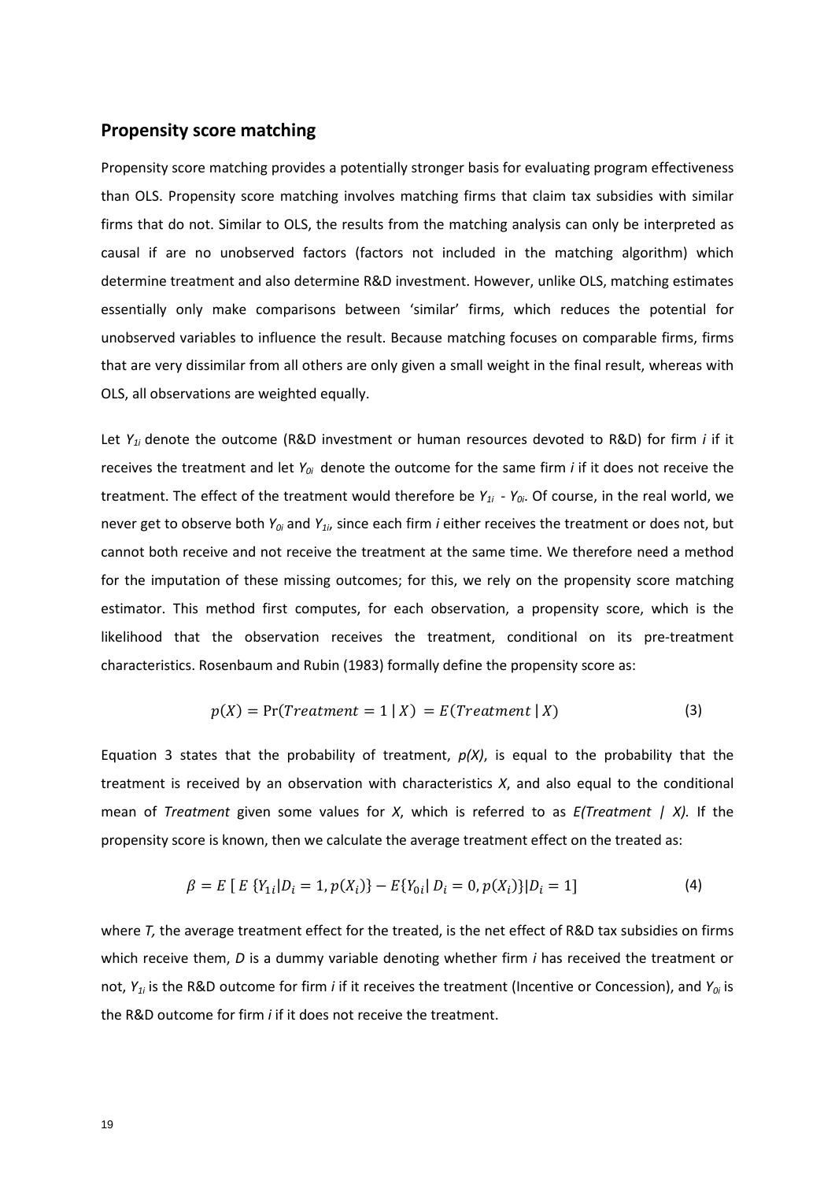## Propensity score matching

Propensity score matching provides a potentially stronger basis for evaluating program effectiveness than OLS. Propensity score matching involves matching firms that claim tax subsidies with similar firms that do not. Similar to OLS, the results from the matching analysis can only be interpreted as causal if are no unobserved factors (factors not included in the matching algorithm) which determine treatment and also determine R&D investment. However, unlike OLS, matching estimates essentially only make comparisons between 'similar' firms, which reduces the potential for unobserved variables to influence the result. Because matching focuses on comparable firms, firms that are very dissimilar from all others are only given a small weight in the final result, whereas with OLS, all observations are weighted equally.

Let $Y_{1i}$ denote the outcome (R&D investment or human resources devoted to R&D) for firm *i* if it receives the treatment and let $Y_{0i}$ denote the outcome for the same firm *i* if it does not receive the treatment. The effect of the treatment would therefore be $Y_{1i} - Y_{0i}$. Of course, in the real world, we never get to observe both $Y_{0i}$ and $Y_{1i}$, since each firm *i* either receives the treatment or does not, but cannot both receive and not receive the treatment at the same time. We therefore need a method for the imputation of these missing outcomes; for this, we rely on the propensity score matching estimator. This method first computes, for each observation, a propensity score, which is the likelihood that the observation receives the treatment, conditional on its pre-treatment characteristics. Rosenbaum and Rubin (1983) formally define the propensity score as:

$$p(X) = \Pr(Treatment = 1 \mid X) = E(Treatment \mid X) \tag{3}$$

Equation 3 states that the probability of treatment, $p(X)$, is equal to the probability that the treatment is received by an observation with characteristics *X*, and also equal to the conditional mean of *Treatment* given some values for *X*, which is referred to as $E(Treatment \mid X)$. If the propensity score is known, then we calculate the average treatment effect on the treated as:

$$\beta = E\left[\, E\,\{Y_{1i} | D_i = 1, p(X_i)\} - E\{Y_{0i} |\, D_i = 0, p(X_i)\} | D_i = 1\right] \tag{4}$$

where *T,* the average treatment effect for the treated, is the net effect of R&D tax subsidies on firms which receive them, *D* is a dummy variable denoting whether firm *i* has received the treatment or not, $Y_{1i}$ is the R&D outcome for firm *i* if it receives the treatment (Incentive or Concession), and $Y_{0i}$ is the R&D outcome for firm *i* if it does not receive the treatment.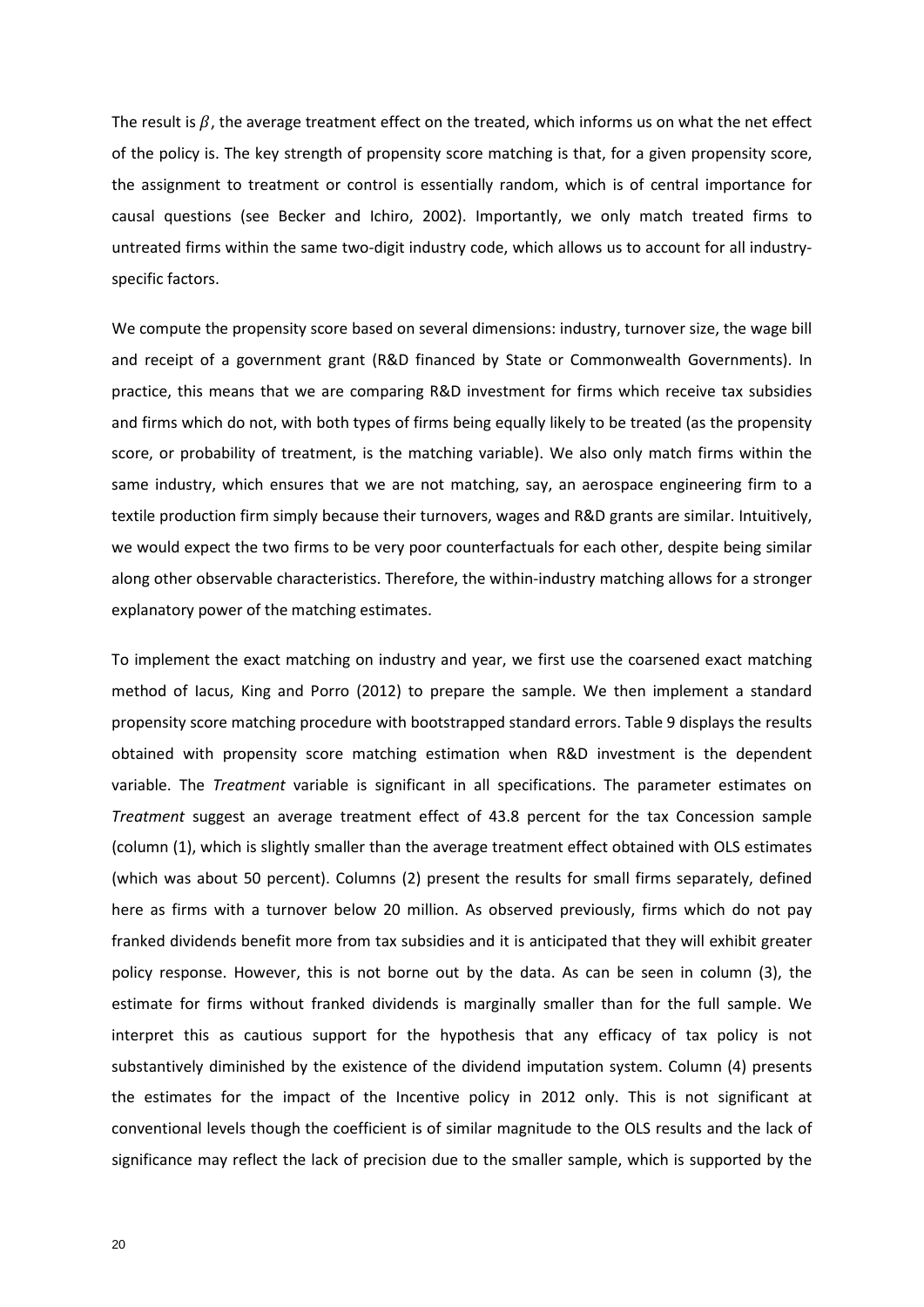The result is $\beta$, the average treatment effect on the treated, which informs us on what the net effect of the policy is. The key strength of propensity score matching is that, for a given propensity score, the assignment to treatment or control is essentially random, which is of central importance for causal questions (see Becker and Ichiro, 2002). Importantly, we only match treated firms to untreated firms within the same two-digit industry code, which allows us to account for all industry-specific factors.

We compute the propensity score based on several dimensions: industry, turnover size, the wage bill and receipt of a government grant (R&D financed by State or Commonwealth Governments). In practice, this means that we are comparing R&D investment for firms which receive tax subsidies and firms which do not, with both types of firms being equally likely to be treated (as the propensity score, or probability of treatment, is the matching variable). We also only match firms within the same industry, which ensures that we are not matching, say, an aerospace engineering firm to a textile production firm simply because their turnovers, wages and R&D grants are similar. Intuitively, we would expect the two firms to be very poor counterfactuals for each other, despite being similar along other observable characteristics. Therefore, the within-industry matching allows for a stronger explanatory power of the matching estimates.

To implement the exact matching on industry and year, we first use the coarsened exact matching method of Iacus, King and Porro (2012) to prepare the sample. We then implement a standard propensity score matching procedure with bootstrapped standard errors. Table 9 displays the results obtained with propensity score matching estimation when R&D investment is the dependent variable. The *Treatment* variable is significant in all specifications. The parameter estimates on *Treatment* suggest an average treatment effect of 43.8 percent for the tax Concession sample (column (1), which is slightly smaller than the average treatment effect obtained with OLS estimates (which was about 50 percent). Columns (2) present the results for small firms separately, defined here as firms with a turnover below 20 million. As observed previously, firms which do not pay franked dividends benefit more from tax subsidies and it is anticipated that they will exhibit greater policy response. However, this is not borne out by the data. As can be seen in column (3), the estimate for firms without franked dividends is marginally smaller than for the full sample. We interpret this as cautious support for the hypothesis that any efficacy of tax policy is not substantively diminished by the existence of the dividend imputation system. Column (4) presents the estimates for the impact of the Incentive policy in 2012 only. This is not significant at conventional levels though the coefficient is of similar magnitude to the OLS results and the lack of significance may reflect the lack of precision due to the smaller sample, which is supported by the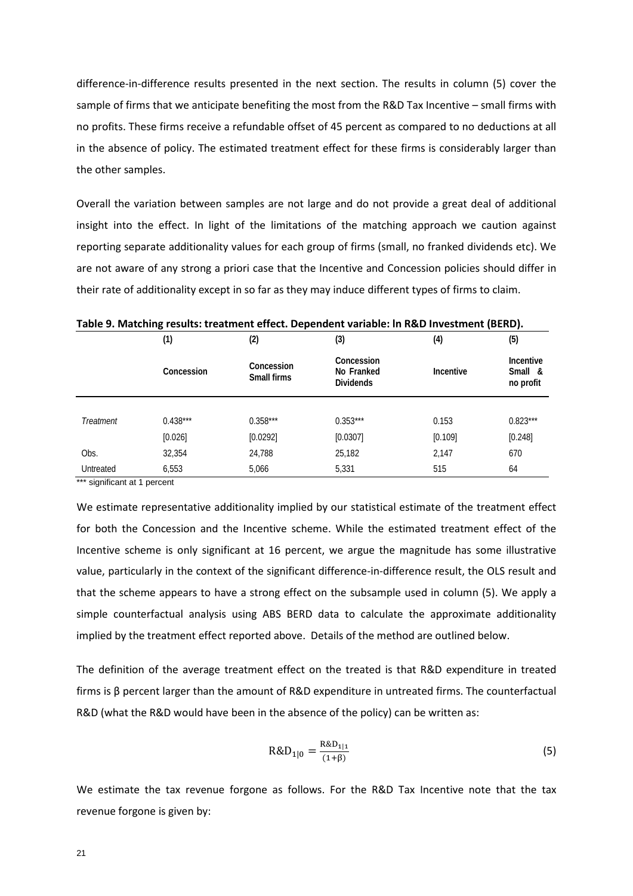difference-in-difference results presented in the next section. The results in column (5) cover the sample of firms that we anticipate benefiting the most from the R&D Tax Incentive – small firms with no profits. These firms receive a refundable offset of 45 percent as compared to no deductions at all in the absence of policy. The estimated treatment effect for these firms is considerably larger than the other samples.

Overall the variation between samples are not large and do not provide a great deal of additional insight into the effect. In light of the limitations of the matching approach we caution against reporting separate additionality values for each group of firms (small, no franked dividends etc). We are not aware of any strong a priori case that the Incentive and Concession policies should differ in their rate of additionality except in so far as they may induce different types of firms to claim.

**Table 9. Matching results: treatment effect. Dependent variable: ln R&D Investment (BERD).**

| | (1) | (2) | (3) | (4) | (5) |
|---|---|---|---|---|---|
| | Concession | Concession Small firms | Concession No Franked Dividends | Incentive | Incentive Small & no profit |
| *Treatment* | 0.438*** | 0.358*** | 0.353*** | 0.153 | 0.823*** |
| | [0.026] | [0.0292] | [0.0307] | [0.109] | [0.248] |
| Obs. | 32,354 | 24,788 | 25,182 | 2,147 | 670 |
| Untreated | 6,553 | 5,066 | 5,331 | 515 | 64 |

*** significant at 1 percent

We estimate representative additionality implied by our statistical estimate of the treatment effect for both the Concession and the Incentive scheme. While the estimated treatment effect of the Incentive scheme is only significant at 16 percent, we argue the magnitude has some illustrative value, particularly in the context of the significant difference-in-difference result, the OLS result and that the scheme appears to have a strong effect on the subsample used in column (5). We apply a simple counterfactual analysis using ABS BERD data to calculate the approximate additionality implied by the treatment effect reported above. Details of the method are outlined below.

The definition of the average treatment effect on the treated is that R&D expenditure in treated firms is β percent larger than the amount of R&D expenditure in untreated firms. The counterfactual R&D (what the R&D would have been in the absence of the policy) can be written as:

$$\mathrm{R\&D}_{1|0} = \frac{\mathrm{R\&D}_{1|1}}{(1+\beta)} \tag{5}$$

We estimate the tax revenue forgone as follows. For the R&D Tax Incentive note that the tax revenue forgone is given by: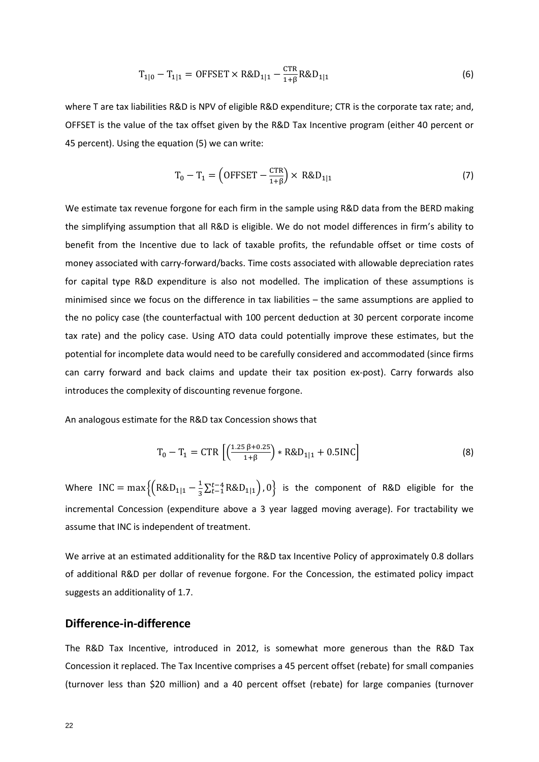$$\mathrm{T}_{1|0} - \mathrm{T}_{1|1} = \mathrm{OFFSET} \times \mathrm{R\&D}_{1|1} - \frac{\mathrm{CTR}}{1+\beta}\mathrm{R\&D}_{1|1} \tag{6}$$

where T are tax liabilities R&D is NPV of eligible R&D expenditure; CTR is the corporate tax rate; and, OFFSET is the value of the tax offset given by the R&D Tax Incentive program (either 40 percent or 45 percent). Using the equation (5) we can write:

$$\mathrm{T}_0 - \mathrm{T}_1 = \left(\mathrm{OFFSET} - \frac{\mathrm{CTR}}{1+\beta}\right) \times \mathrm{R\&D}_{1|1} \tag{7}$$

We estimate tax revenue forgone for each firm in the sample using R&D data from the BERD making the simplifying assumption that all R&D is eligible. We do not model differences in firm's ability to benefit from the Incentive due to lack of taxable profits, the refundable offset or time costs of money associated with carry-forward/backs. Time costs associated with allowable depreciation rates for capital type R&D expenditure is also not modelled. The implication of these assumptions is minimised since we focus on the difference in tax liabilities – the same assumptions are applied to the no policy case (the counterfactual with 100 percent deduction at 30 percent corporate income tax rate) and the policy case. Using ATO data could potentially improve these estimates, but the potential for incomplete data would need to be carefully considered and accommodated (since firms can carry forward and back claims and update their tax position ex-post). Carry forwards also introduces the complexity of discounting revenue forgone.

An analogous estimate for the R&D tax Concession shows that

$$\mathrm{T}_0 - \mathrm{T}_1 = \mathrm{CTR}\left[\left(\frac{1.25\,\beta + 0.25}{1+\beta}\right) * \mathrm{R\&D}_{1|1} + 0.5\mathrm{INC}\right] \tag{8}$$

Where $\mathrm{INC} = \max\left\{\left(\mathrm{R\&D}_{1|1} - \frac{1}{3}\sum_{t-1}^{t-4}\mathrm{R\&D}_{1|1}\right), 0\right\}$ is the component of R&D eligible for the incremental Concession (expenditure above a 3 year lagged moving average). For tractability we assume that INC is independent of treatment.

We arrive at an estimated additionality for the R&D tax Incentive Policy of approximately 0.8 dollars of additional R&D per dollar of revenue forgone. For the Concession, the estimated policy impact suggests an additionality of 1.7.

## Difference-in-difference

The R&D Tax Incentive, introduced in 2012, is somewhat more generous than the R&D Tax Concession it replaced. The Tax Incentive comprises a 45 percent offset (rebate) for small companies (turnover less than \$20 million) and a 40 percent offset (rebate) for large companies (turnover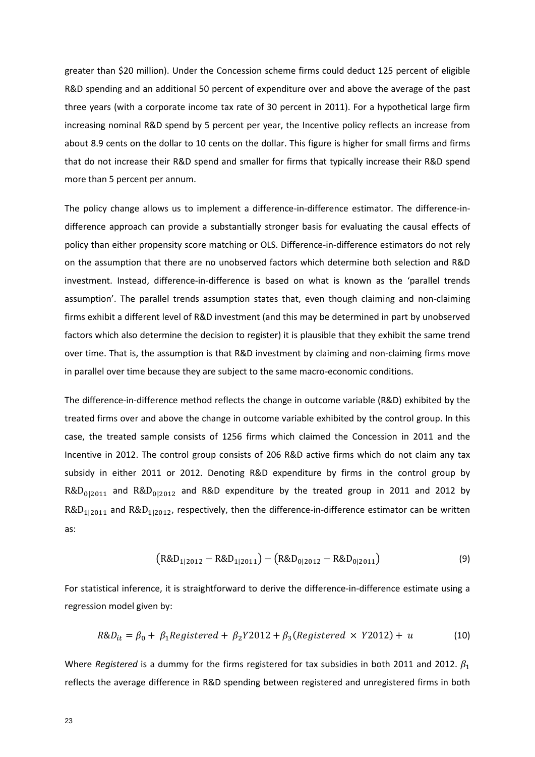greater than \$20 million). Under the Concession scheme firms could deduct 125 percent of eligible R&D spending and an additional 50 percent of expenditure over and above the average of the past three years (with a corporate income tax rate of 30 percent in 2011). For a hypothetical large firm increasing nominal R&D spend by 5 percent per year, the Incentive policy reflects an increase from about 8.9 cents on the dollar to 10 cents on the dollar. This figure is higher for small firms and firms that do not increase their R&D spend and smaller for firms that typically increase their R&D spend more than 5 percent per annum.

The policy change allows us to implement a difference-in-difference estimator. The difference-in-difference approach can provide a substantially stronger basis for evaluating the causal effects of policy than either propensity score matching or OLS. Difference-in-difference estimators do not rely on the assumption that there are no unobserved factors which determine both selection and R&D investment. Instead, difference-in-difference is based on what is known as the 'parallel trends assumption'. The parallel trends assumption states that, even though claiming and non-claiming firms exhibit a different level of R&D investment (and this may be determined in part by unobserved factors which also determine the decision to register) it is plausible that they exhibit the same trend over time. That is, the assumption is that R&D investment by claiming and non-claiming firms move in parallel over time because they are subject to the same macro-economic conditions.

The difference-in-difference method reflects the change in outcome variable (R&D) exhibited by the treated firms over and above the change in outcome variable exhibited by the control group. In this case, the treated sample consists of 1256 firms which claimed the Concession in 2011 and the Incentive in 2012. The control group consists of 206 R&D active firms which do not claim any tax subsidy in either 2011 or 2012. Denoting R&D expenditure by firms in the control group by $\text{R\&D}_{0|2011}$ and $\text{R\&D}_{0|2012}$ and R&D expenditure by the treated group in 2011 and 2012 by $\text{R\&D}_{1|2011}$ and $\text{R\&D}_{1|2012}$, respectively, then the difference-in-difference estimator can be written as:

$$\left(\text{R\&D}_{1|2012} - \text{R\&D}_{1|2011}\right) - \left(\text{R\&D}_{0|2012} - \text{R\&D}_{0|2011}\right) \tag{9}$$

For statistical inference, it is straightforward to derive the difference-in-difference estimate using a regression model given by:

$$R\&D_{it} = \beta_0 + \beta_1 Registered + \beta_2 Y2012 + \beta_3 (Registered \times Y2012) + u \tag{10}$$

Where *Registered* is a dummy for the firms registered for tax subsidies in both 2011 and 2012. $\beta_1$ reflects the average difference in R&D spending between registered and unregistered firms in both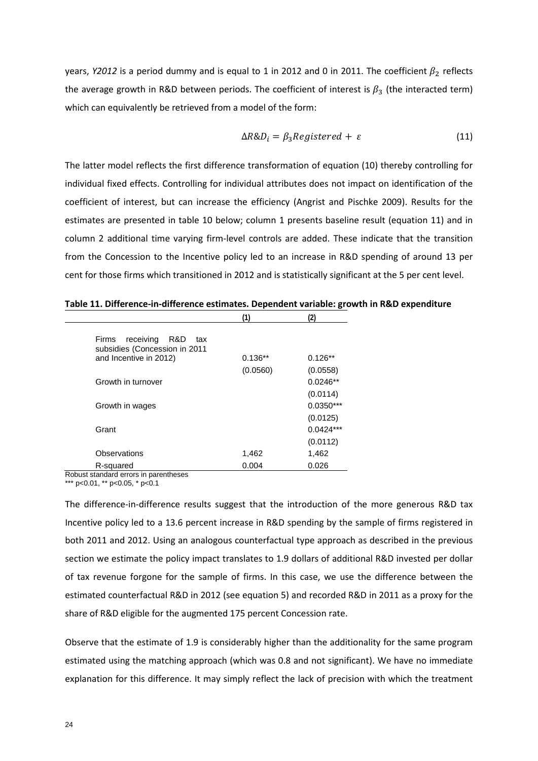years, *Y2012* is a period dummy and is equal to 1 in 2012 and 0 in 2011. The coefficient $\beta_2$ reflects the average growth in R&D between periods. The coefficient of interest is $\beta_3$ (the interacted term) which can equivalently be retrieved from a model of the form:

$$\Delta R\&D_i = \beta_3 Registered + \varepsilon \tag{11}$$

The latter model reflects the first difference transformation of equation (10) thereby controlling for individual fixed effects. Controlling for individual attributes does not impact on identification of the coefficient of interest, but can increase the efficiency (Angrist and Pischke 2009). Results for the estimates are presented in table 10 below; column 1 presents baseline result (equation 11) and in column 2 additional time varying firm-level controls are added. These indicate that the transition from the Concession to the Incentive policy led to an increase in R&D spending of around 13 per cent for those firms which transitioned in 2012 and is statistically significant at the 5 per cent level.

**Table 11. Difference-in-difference estimates. Dependent variable: growth in R&D expenditure**

| | (1) | (2) |
|---|---|---|
| Firms receiving R&D tax subsidies (Concession in 2011 and Incentive in 2012) | 0.136** | 0.126** |
| | (0.0560) | (0.0558) |
| Growth in turnover | | 0.0246** |
| | | (0.0114) |
| Growth in wages | | 0.0350*** |
| | | (0.0125) |
| Grant | | 0.0424*** |
| | | (0.0112) |
| Observations | 1,462 | 1,462 |
| R-squared | 0.004 | 0.026 |

Robust standard errors in parentheses
*** p<0.01, ** p<0.05, * p<0.1

The difference-in-difference results suggest that the introduction of the more generous R&D tax Incentive policy led to a 13.6 percent increase in R&D spending by the sample of firms registered in both 2011 and 2012. Using an analogous counterfactual type approach as described in the previous section we estimate the policy impact translates to 1.9 dollars of additional R&D invested per dollar of tax revenue forgone for the sample of firms. In this case, we use the difference between the estimated counterfactual R&D in 2012 (see equation 5) and recorded R&D in 2011 as a proxy for the share of R&D eligible for the augmented 175 percent Concession rate.

Observe that the estimate of 1.9 is considerably higher than the additionality for the same program estimated using the matching approach (which was 0.8 and not significant). We have no immediate explanation for this difference. It may simply reflect the lack of precision with which the treatment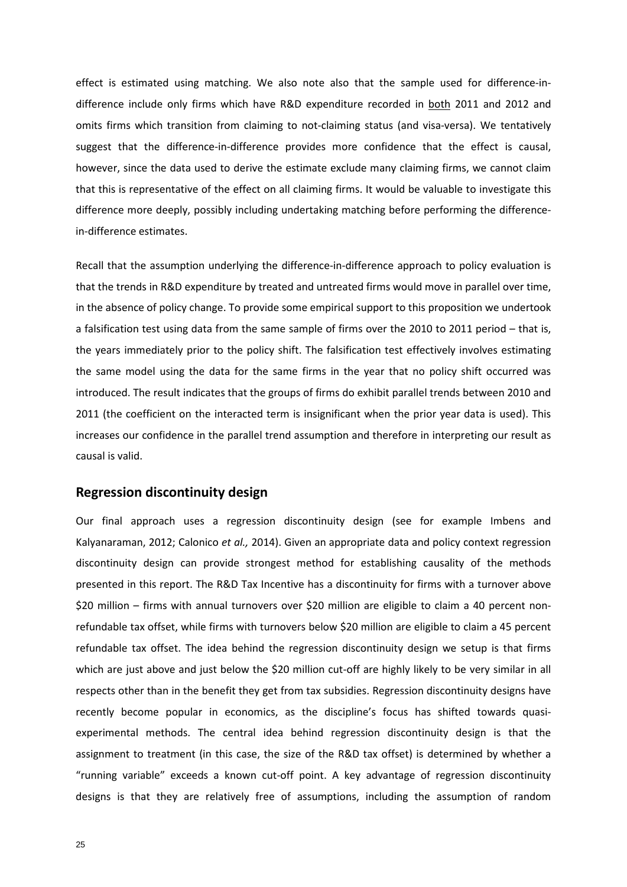effect is estimated using matching. We also note also that the sample used for difference-in-difference include only firms which have R&D expenditure recorded in both 2011 and 2012 and omits firms which transition from claiming to not-claiming status (and visa-versa). We tentatively suggest that the difference-in-difference provides more confidence that the effect is causal, however, since the data used to derive the estimate exclude many claiming firms, we cannot claim that this is representative of the effect on all claiming firms. It would be valuable to investigate this difference more deeply, possibly including undertaking matching before performing the difference-in-difference estimates.

Recall that the assumption underlying the difference-in-difference approach to policy evaluation is that the trends in R&D expenditure by treated and untreated firms would move in parallel over time, in the absence of policy change. To provide some empirical support to this proposition we undertook a falsification test using data from the same sample of firms over the 2010 to 2011 period – that is, the years immediately prior to the policy shift. The falsification test effectively involves estimating the same model using the data for the same firms in the year that no policy shift occurred was introduced. The result indicates that the groups of firms do exhibit parallel trends between 2010 and 2011 (the coefficient on the interacted term is insignificant when the prior year data is used). This increases our confidence in the parallel trend assumption and therefore in interpreting our result as causal is valid.

## Regression discontinuity design

Our final approach uses a regression discontinuity design (see for example Imbens and Kalyanaraman, 2012; Calonico *et al.,* 2014). Given an appropriate data and policy context regression discontinuity design can provide strongest method for establishing causality of the methods presented in this report. The R&D Tax Incentive has a discontinuity for firms with a turnover above $20 million – firms with annual turnovers over $20 million are eligible to claim a 40 percent non-refundable tax offset, while firms with turnovers below $20 million are eligible to claim a 45 percent refundable tax offset. The idea behind the regression discontinuity design we setup is that firms which are just above and just below the $20 million cut-off are highly likely to be very similar in all respects other than in the benefit they get from tax subsidies. Regression discontinuity designs have recently become popular in economics, as the discipline's focus has shifted towards quasi-experimental methods. The central idea behind regression discontinuity design is that the assignment to treatment (in this case, the size of the R&D tax offset) is determined by whether a "running variable" exceeds a known cut-off point. A key advantage of regression discontinuity designs is that they are relatively free of assumptions, including the assumption of random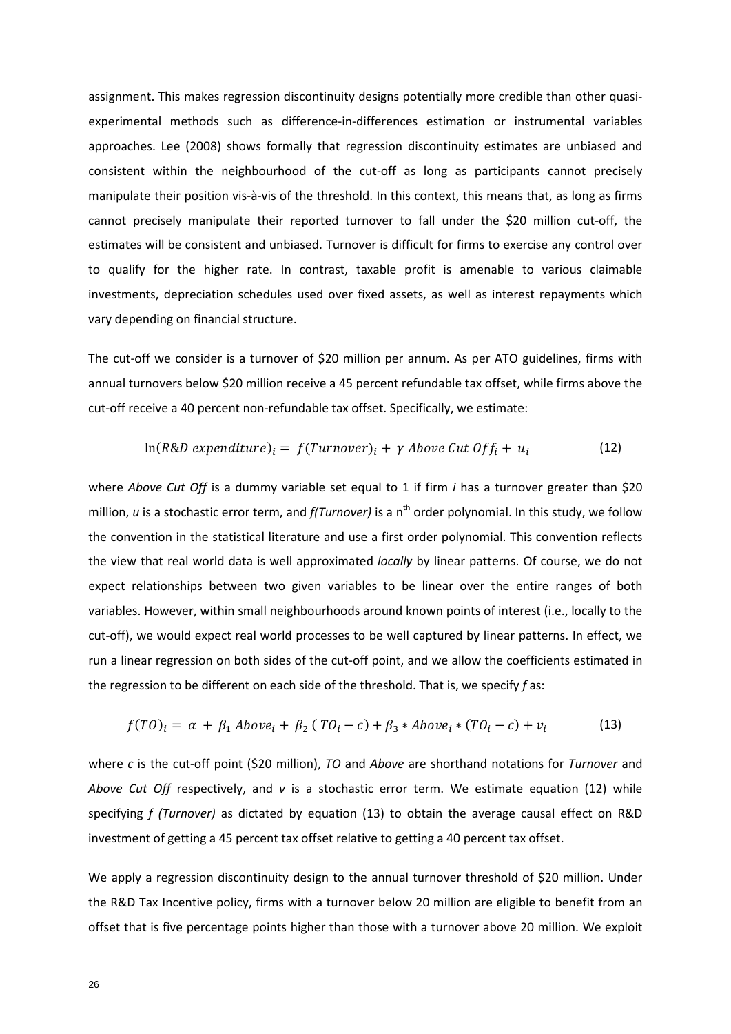assignment. This makes regression discontinuity designs potentially more credible than other quasi-experimental methods such as difference-in-differences estimation or instrumental variables approaches. Lee (2008) shows formally that regression discontinuity estimates are unbiased and consistent within the neighbourhood of the cut-off as long as participants cannot precisely manipulate their position vis-à-vis of the threshold. In this context, this means that, as long as firms cannot precisely manipulate their reported turnover to fall under the \$20 million cut-off, the estimates will be consistent and unbiased. Turnover is difficult for firms to exercise any control over to qualify for the higher rate. In contrast, taxable profit is amenable to various claimable investments, depreciation schedules used over fixed assets, as well as interest repayments which vary depending on financial structure.

The cut-off we consider is a turnover of \$20 million per annum. As per ATO guidelines, firms with annual turnovers below \$20 million receive a 45 percent refundable tax offset, while firms above the cut-off receive a 40 percent non-refundable tax offset. Specifically, we estimate:

$$\ln(R\&D\ expenditure)_i = f(Turnover)_i + \gamma\ Above\ Cut\ Off_i + u_i \tag{12}$$

where *Above Cut Off* is a dummy variable set equal to 1 if firm *i* has a turnover greater than \$20 million, *u* is a stochastic error term, and *f(Turnover)* is a n[th] order polynomial. In this study, we follow the convention in the statistical literature and use a first order polynomial. This convention reflects the view that real world data is well approximated *locally* by linear patterns. Of course, we do not expect relationships between two given variables to be linear over the entire ranges of both variables. However, within small neighbourhoods around known points of interest (i.e., locally to the cut-off), we would expect real world processes to be well captured by linear patterns. In effect, we run a linear regression on both sides of the cut-off point, and we allow the coefficients estimated in the regression to be different on each side of the threshold. That is, we specify *f* as:

$$f(TO)_i = \alpha + \beta_1\ Above_i + \beta_2\ (TO_i - c) + \beta_3 * Above_i * (TO_i - c) + v_i \tag{13}$$

where *c* is the cut-off point (\$20 million), *TO* and *Above* are shorthand notations for *Turnover* and *Above Cut Off* respectively, and *v* is a stochastic error term. We estimate equation (12) while specifying *f (Turnover)* as dictated by equation (13) to obtain the average causal effect on R&D investment of getting a 45 percent tax offset relative to getting a 40 percent tax offset.

We apply a regression discontinuity design to the annual turnover threshold of \$20 million. Under the R&D Tax Incentive policy, firms with a turnover below 20 million are eligible to benefit from an offset that is five percentage points higher than those with a turnover above 20 million. We exploit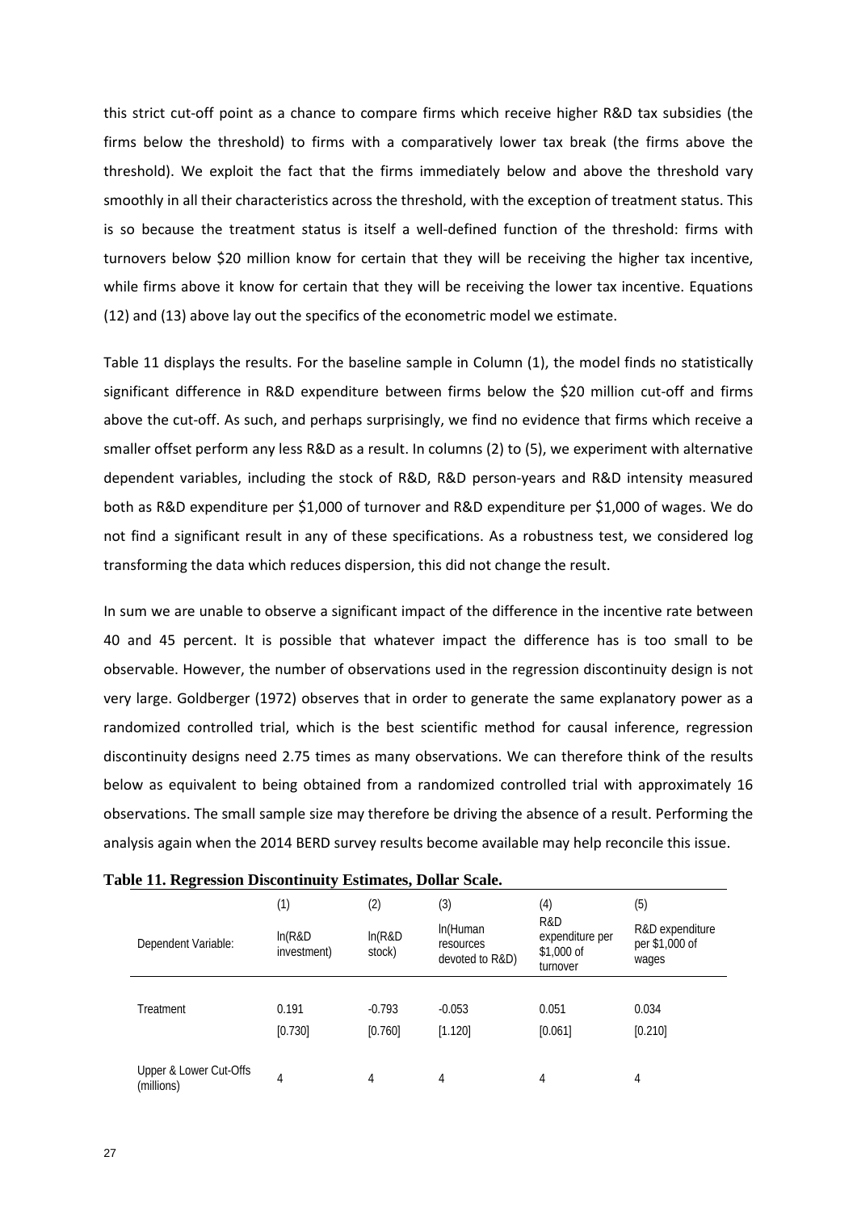this strict cut-off point as a chance to compare firms which receive higher R&D tax subsidies (the firms below the threshold) to firms with a comparatively lower tax break (the firms above the threshold). We exploit the fact that the firms immediately below and above the threshold vary smoothly in all their characteristics across the threshold, with the exception of treatment status. This is so because the treatment status is itself a well-defined function of the threshold: firms with turnovers below $20 million know for certain that they will be receiving the higher tax incentive, while firms above it know for certain that they will be receiving the lower tax incentive. Equations (12) and (13) above lay out the specifics of the econometric model we estimate.

Table 11 displays the results. For the baseline sample in Column (1), the model finds no statistically significant difference in R&D expenditure between firms below the $20 million cut-off and firms above the cut-off. As such, and perhaps surprisingly, we find no evidence that firms which receive a smaller offset perform any less R&D as a result. In columns (2) to (5), we experiment with alternative dependent variables, including the stock of R&D, R&D person-years and R&D intensity measured both as R&D expenditure per $1,000 of turnover and R&D expenditure per $1,000 of wages. We do not find a significant result in any of these specifications. As a robustness test, we considered log transforming the data which reduces dispersion, this did not change the result.

In sum we are unable to observe a significant impact of the difference in the incentive rate between 40 and 45 percent. It is possible that whatever impact the difference has is too small to be observable. However, the number of observations used in the regression discontinuity design is not very large. Goldberger (1972) observes that in order to generate the same explanatory power as a randomized controlled trial, which is the best scientific method for causal inference, regression discontinuity designs need 2.75 times as many observations. We can therefore think of the results below as equivalent to being obtained from a randomized controlled trial with approximately 16 observations. The small sample size may therefore be driving the absence of a result. Performing the analysis again when the 2014 BERD survey results become available may help reconcile this issue.

**Table 11. Regression Discontinuity Estimates, Dollar Scale.**

| | (1) | (2) | (3) | (4) | (5) |
|---|---|---|---|---|---|
| Dependent Variable: | ln(R&D investment) | ln(R&D stock) | ln(Human resources devoted to R&D) | R&D expenditure per $1,000 of turnover | R&D expenditure per $1,000 of wages |
| Treatment | 0.191 | -0.793 | -0.053 | 0.051 | 0.034 |
| | [0.730] | [0.760] | [1.120] | [0.061] | [0.210] |
| Upper & Lower Cut-Offs (millions) | 4 | 4 | 4 | 4 | 4 |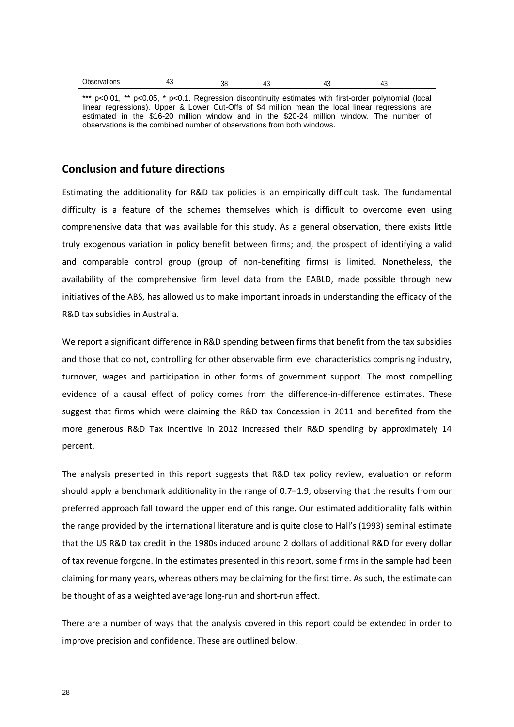| Observations | 43 | 38 | 43 | 43 | 43 |
|---|---|---|---|---|---|

*** p<0.01, ** p<0.05, * p<0.1. Regression discontinuity estimates with first-order polynomial (local linear regressions). Upper & Lower Cut-Offs of $4 million mean the local linear regressions are estimated in the $16-20 million window and in the $20-24 million window. The number of observations is the combined number of observations from both windows.

## Conclusion and future directions

Estimating the additionality for R&D tax policies is an empirically difficult task. The fundamental difficulty is a feature of the schemes themselves which is difficult to overcome even using comprehensive data that was available for this study. As a general observation, there exists little truly exogenous variation in policy benefit between firms; and, the prospect of identifying a valid and comparable control group (group of non-benefiting firms) is limited. Nonetheless, the availability of the comprehensive firm level data from the EABLD, made possible through new initiatives of the ABS, has allowed us to make important inroads in understanding the efficacy of the R&D tax subsidies in Australia.

We report a significant difference in R&D spending between firms that benefit from the tax subsidies and those that do not, controlling for other observable firm level characteristics comprising industry, turnover, wages and participation in other forms of government support. The most compelling evidence of a causal effect of policy comes from the difference-in-difference estimates. These suggest that firms which were claiming the R&D tax Concession in 2011 and benefited from the more generous R&D Tax Incentive in 2012 increased their R&D spending by approximately 14 percent.

The analysis presented in this report suggests that R&D tax policy review, evaluation or reform should apply a benchmark additionality in the range of 0.7–1.9, observing that the results from our preferred approach fall toward the upper end of this range. Our estimated additionality falls within the range provided by the international literature and is quite close to Hall's (1993) seminal estimate that the US R&D tax credit in the 1980s induced around 2 dollars of additional R&D for every dollar of tax revenue forgone. In the estimates presented in this report, some firms in the sample had been claiming for many years, whereas others may be claiming for the first time. As such, the estimate can be thought of as a weighted average long-run and short-run effect.

There are a number of ways that the analysis covered in this report could be extended in order to improve precision and confidence. These are outlined below.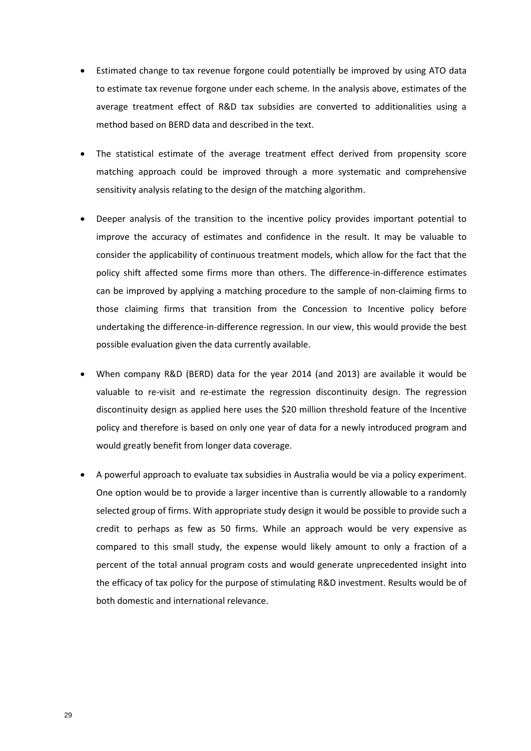- Estimated change to tax revenue forgone could potentially be improved by using ATO data to estimate tax revenue forgone under each scheme. In the analysis above, estimates of the average treatment effect of R&D tax subsidies are converted to additionalities using a method based on BERD data and described in the text.

- The statistical estimate of the average treatment effect derived from propensity score matching approach could be improved through a more systematic and comprehensive sensitivity analysis relating to the design of the matching algorithm.

- Deeper analysis of the transition to the incentive policy provides important potential to improve the accuracy of estimates and confidence in the result. It may be valuable to consider the applicability of continuous treatment models, which allow for the fact that the policy shift affected some firms more than others. The difference-in-difference estimates can be improved by applying a matching procedure to the sample of non-claiming firms to those claiming firms that transition from the Concession to Incentive policy before undertaking the difference-in-difference regression. In our view, this would provide the best possible evaluation given the data currently available.

- When company R&D (BERD) data for the year 2014 (and 2013) are available it would be valuable to re-visit and re-estimate the regression discontinuity design. The regression discontinuity design as applied here uses the $20 million threshold feature of the Incentive policy and therefore is based on only one year of data for a newly introduced program and would greatly benefit from longer data coverage.

- A powerful approach to evaluate tax subsidies in Australia would be via a policy experiment. One option would be to provide a larger incentive than is currently allowable to a randomly selected group of firms. With appropriate study design it would be possible to provide such a credit to perhaps as few as 50 firms. While an approach would be very expensive as compared to this small study, the expense would likely amount to only a fraction of a percent of the total annual program costs and would generate unprecedented insight into the efficacy of tax policy for the purpose of stimulating R&D investment. Results would be of both domestic and international relevance.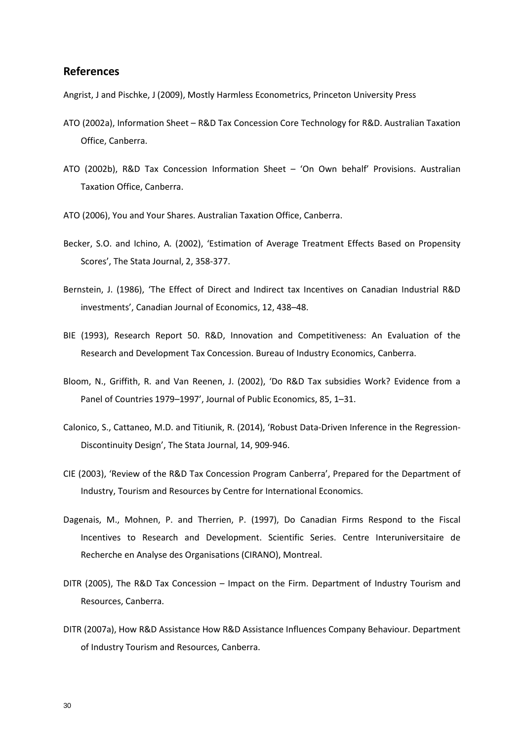## References

Angrist, J and Pischke, J (2009), Mostly Harmless Econometrics, Princeton University Press

ATO (2002a), Information Sheet – R&D Tax Concession Core Technology for R&D. Australian Taxation Office, Canberra.

ATO (2002b), R&D Tax Concession Information Sheet – 'On Own behalf' Provisions. Australian Taxation Office, Canberra.

ATO (2006), You and Your Shares. Australian Taxation Office, Canberra.

Becker, S.O. and Ichino, A. (2002), 'Estimation of Average Treatment Effects Based on Propensity Scores', The Stata Journal, 2, 358-377.

Bernstein, J. (1986), 'The Effect of Direct and Indirect tax Incentives on Canadian Industrial R&D investments', Canadian Journal of Economics, 12, 438–48.

BIE (1993), Research Report 50. R&D, Innovation and Competitiveness: An Evaluation of the Research and Development Tax Concession. Bureau of Industry Economics, Canberra.

Bloom, N., Griffith, R. and Van Reenen, J. (2002), 'Do R&D Tax subsidies Work? Evidence from a Panel of Countries 1979–1997', Journal of Public Economics, 85, 1–31.

Calonico, S., Cattaneo, M.D. and Titiunik, R. (2014), 'Robust Data-Driven Inference in the Regression-Discontinuity Design', The Stata Journal, 14, 909-946.

CIE (2003), 'Review of the R&D Tax Concession Program Canberra', Prepared for the Department of Industry, Tourism and Resources by Centre for International Economics.

Dagenais, M., Mohnen, P. and Therrien, P. (1997), Do Canadian Firms Respond to the Fiscal Incentives to Research and Development. Scientific Series. Centre Interuniversitaire de Recherche en Analyse des Organisations (CIRANO), Montreal.

DITR (2005), The R&D Tax Concession – Impact on the Firm. Department of Industry Tourism and Resources, Canberra.

DITR (2007a), How R&D Assistance How R&D Assistance Influences Company Behaviour. Department of Industry Tourism and Resources, Canberra.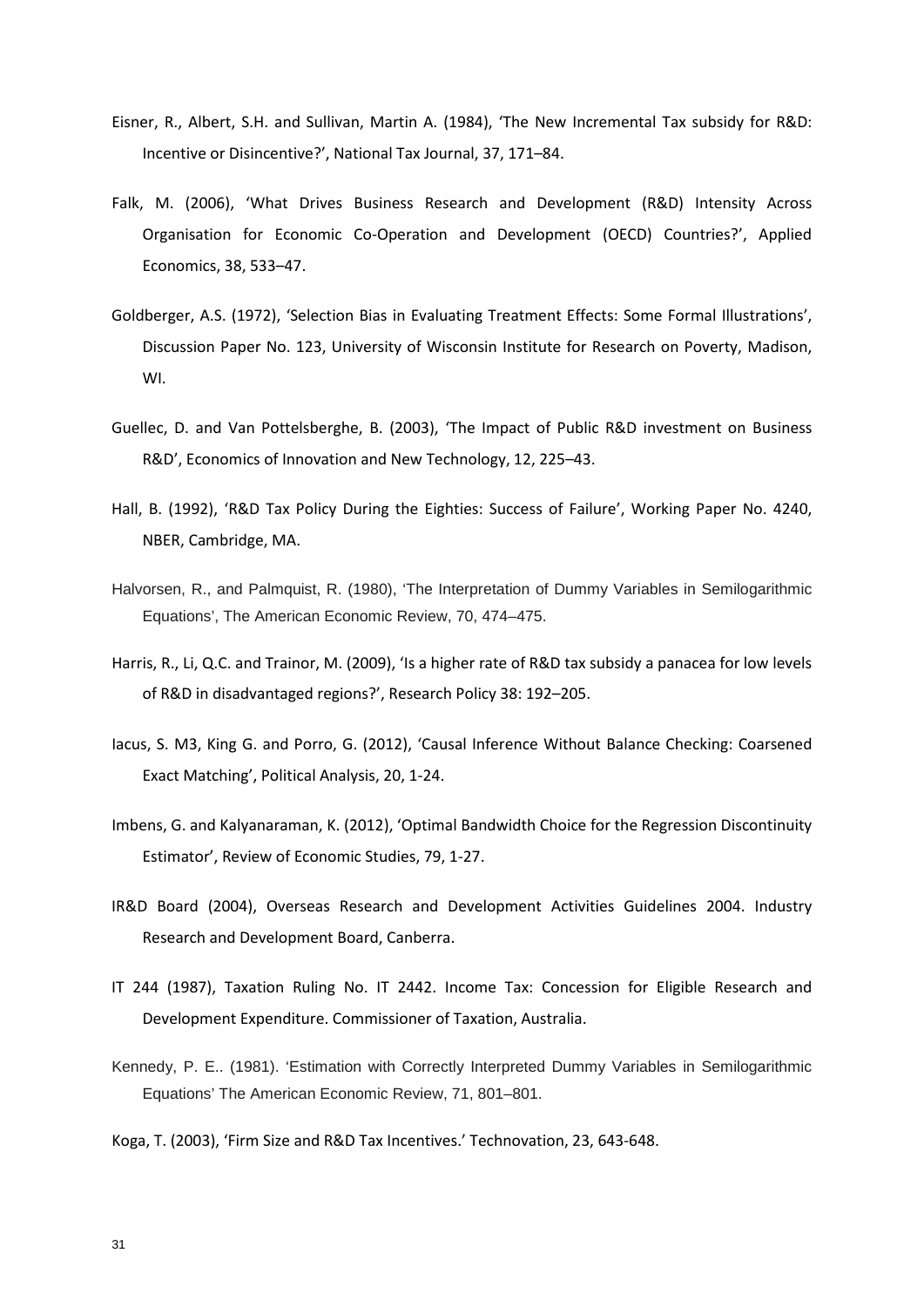Eisner, R., Albert, S.H. and Sullivan, Martin A. (1984), 'The New Incremental Tax subsidy for R&D: Incentive or Disincentive?', National Tax Journal, 37, 171–84.

Falk, M. (2006), 'What Drives Business Research and Development (R&D) Intensity Across Organisation for Economic Co-Operation and Development (OECD) Countries?', Applied Economics, 38, 533–47.

Goldberger, A.S. (1972), 'Selection Bias in Evaluating Treatment Effects: Some Formal Illustrations', Discussion Paper No. 123, University of Wisconsin Institute for Research on Poverty, Madison, WI.

Guellec, D. and Van Pottelsberghe, B. (2003), 'The Impact of Public R&D investment on Business R&D', Economics of Innovation and New Technology, 12, 225–43.

Hall, B. (1992), 'R&D Tax Policy During the Eighties: Success of Failure', Working Paper No. 4240, NBER, Cambridge, MA.

Halvorsen, R., and Palmquist, R. (1980), 'The Interpretation of Dummy Variables in Semilogarithmic Equations', The American Economic Review, 70, 474–475.

Harris, R., Li, Q.C. and Trainor, M. (2009), 'Is a higher rate of R&D tax subsidy a panacea for low levels of R&D in disadvantaged regions?', Research Policy 38: 192–205.

Iacus, S. M3, King G. and Porro, G. (2012), 'Causal Inference Without Balance Checking: Coarsened Exact Matching', Political Analysis, 20, 1-24.

Imbens, G. and Kalyanaraman, K. (2012), 'Optimal Bandwidth Choice for the Regression Discontinuity Estimator', Review of Economic Studies, 79, 1-27.

IR&D Board (2004), Overseas Research and Development Activities Guidelines 2004. Industry Research and Development Board, Canberra.

IT 244 (1987), Taxation Ruling No. IT 2442. Income Tax: Concession for Eligible Research and Development Expenditure. Commissioner of Taxation, Australia.

Kennedy, P. E.. (1981). 'Estimation with Correctly Interpreted Dummy Variables in Semilogarithmic Equations' The American Economic Review, 71, 801–801.

Koga, T. (2003), 'Firm Size and R&D Tax Incentives.' Technovation, 23, 643-648.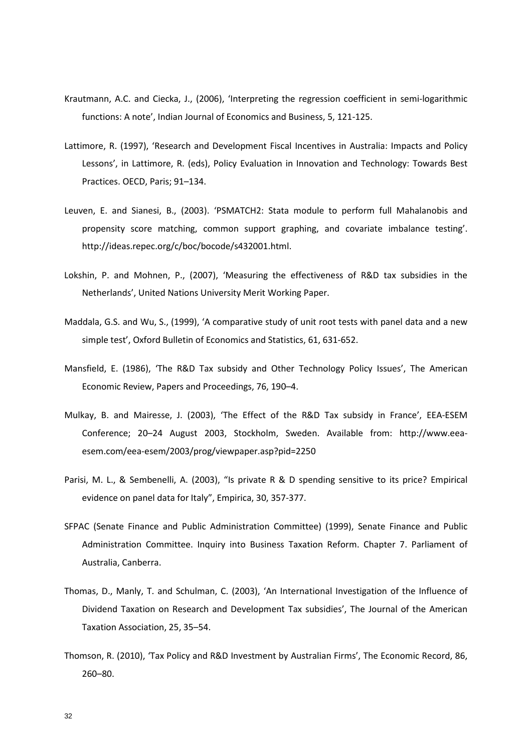Krautmann, A.C. and Ciecka, J., (2006), 'Interpreting the regression coefficient in semi-logarithmic functions: A note', Indian Journal of Economics and Business, 5, 121-125.

Lattimore, R. (1997), 'Research and Development Fiscal Incentives in Australia: Impacts and Policy Lessons', in Lattimore, R. (eds), Policy Evaluation in Innovation and Technology: Towards Best Practices. OECD, Paris; 91–134.

Leuven, E. and Sianesi, B., (2003). 'PSMATCH2: Stata module to perform full Mahalanobis and propensity score matching, common support graphing, and covariate imbalance testing'. http://ideas.repec.org/c/boc/bocode/s432001.html.

Lokshin, P. and Mohnen, P., (2007), 'Measuring the effectiveness of R&D tax subsidies in the Netherlands', United Nations University Merit Working Paper.

Maddala, G.S. and Wu, S., (1999), 'A comparative study of unit root tests with panel data and a new simple test', Oxford Bulletin of Economics and Statistics, 61, 631-652.

Mansfield, E. (1986), 'The R&D Tax subsidy and Other Technology Policy Issues', The American Economic Review, Papers and Proceedings, 76, 190–4.

Mulkay, B. and Mairesse, J. (2003), 'The Effect of the R&D Tax subsidy in France', EEA-ESEM Conference; 20–24 August 2003, Stockholm, Sweden. Available from: http://www.eea-esem.com/eea-esem/2003/prog/viewpaper.asp?pid=2250

Parisi, M. L., & Sembenelli, A. (2003), "Is private R & D spending sensitive to its price? Empirical evidence on panel data for Italy", Empirica, 30, 357-377.

SFPAC (Senate Finance and Public Administration Committee) (1999), Senate Finance and Public Administration Committee. Inquiry into Business Taxation Reform. Chapter 7. Parliament of Australia, Canberra.

Thomas, D., Manly, T. and Schulman, C. (2003), 'An International Investigation of the Influence of Dividend Taxation on Research and Development Tax subsidies', The Journal of the American Taxation Association, 25, 35–54.

Thomson, R. (2010), 'Tax Policy and R&D Investment by Australian Firms', The Economic Record, 86, 260–80.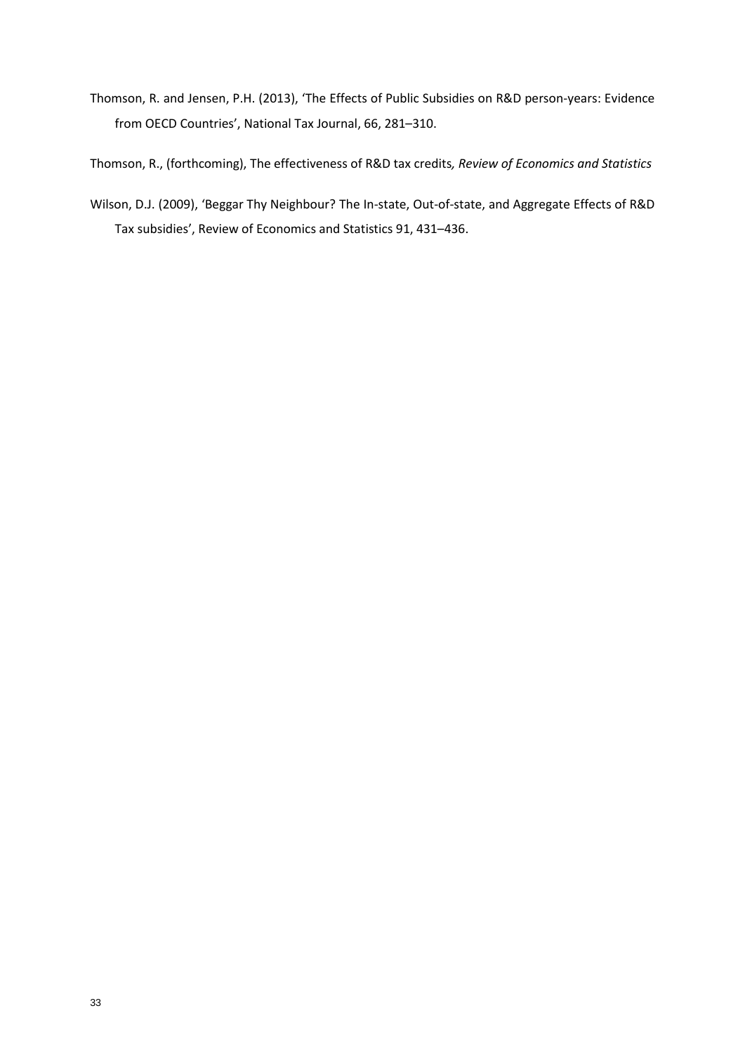Thomson, R. and Jensen, P.H. (2013), 'The Effects of Public Subsidies on R&D person-years: Evidence from OECD Countries', National Tax Journal, 66, 281–310.

Thomson, R., (forthcoming), The effectiveness of R&D tax credits*, Review of Economics and Statistics*

Wilson, D.J. (2009), 'Beggar Thy Neighbour? The In-state, Out-of-state, and Aggregate Effects of R&D Tax subsidies', Review of Economics and Statistics 91, 431–436.